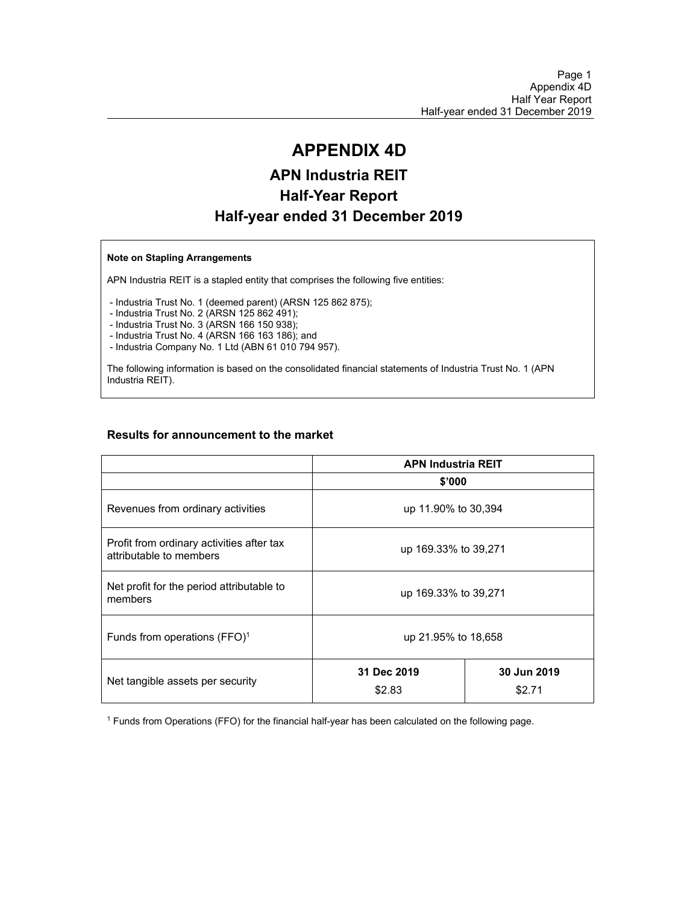# APPENDIX 4D

## APN Industria REIT

## Half-Year Report

## Half-year ended 31 December 2019

**Note on Stapling Arrangements**

APN Industria REIT is a stapled entity that comprises the following five entities:

- Industria Trust No. 1 (deemed parent) (ARSN 125 862 875);
- Industria Trust No. 2 (ARSN 125 862 491);
- Industria Trust No. 3 (ARSN 166 150 938);
- Industria Trust No. 4 (ARSN 166 163 186); and
- Industria Company No. 1 Ltd (ABN 61 010 794 957).

The following information is based on the consolidated financial statements of Industria Trust No. 1 (APN Industria REIT).

### Results for announcement to the market

| | APN Industria REIT | |
|---|---|---|
| | $'000 | |
| Revenues from ordinary activities | up 11.90% to 30,394 | |
| Profit from ordinary activities after tax attributable to members | up 169.33% to 39,271 | |
| Net profit for the period attributable to members | up 169.33% to 39,271 | |
| Funds from operations (FFO)[1] | up 21.95% to 18,658 | |
| Net tangible assets per security | **31 Dec 2019** $2.83 | **30 Jun 2019** $2.71 |

[1] Funds from Operations (FFO) for the financial half-year has been calculated on the following page.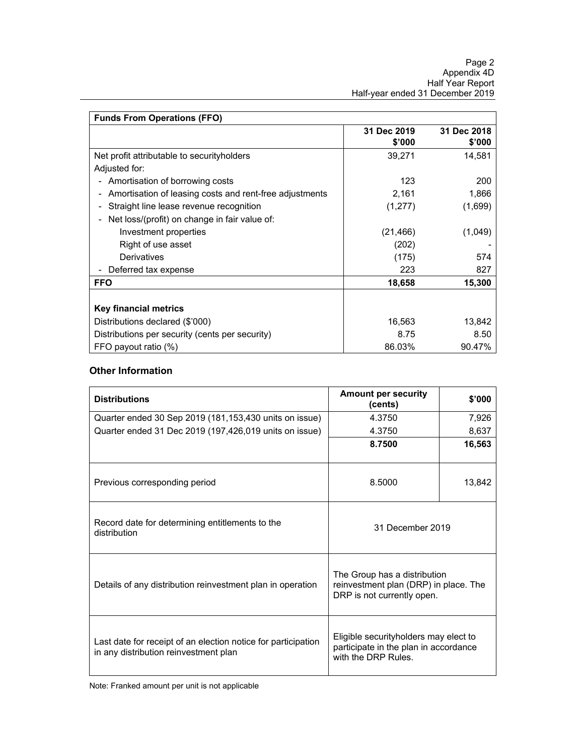| Funds From Operations (FFO) | | |
|---|---|---|
| | 31 Dec 2019 \$'000 | 31 Dec 2018 \$'000 |
| Net profit attributable to securityholders | 39,271 | 14,581 |
| Adjusted for: | | |
| - Amortisation of borrowing costs | 123 | 200 |
| - Amortisation of leasing costs and rent-free adjustments | 2,161 | 1,866 |
| - Straight line lease revenue recognition | (1,277) | (1,699) |
| - Net loss/(profit) on change in fair value of: | | |
| Investment properties | (21,466) | (1,049) |
| Right of use asset | (202) | - |
| Derivatives | (175) | 574 |
| - Deferred tax expense | 223 | 827 |
| **FFO** | **18,658** | **15,300** |
| | | |
| **Key financial metrics** | | |
| Distributions declared (\$'000) | 16,563 | 13,842 |
| Distributions per security (cents per security) | 8.75 | 8.50 |
| FFO payout ratio (%) | 86.03% | 90.47% |

## Other Information

| Distributions | Amount per security (cents) | \$'000 |
|---|---|---|
| Quarter ended 30 Sep 2019 (181,153,430 units on issue) | 4.3750 | 7,926 |
| Quarter ended 31 Dec 2019 (197,426,019 units on issue) | 4.3750 | 8,637 |
| | **8.7500** | **16,563** |
| Previous corresponding period | 8.5000 | 13,842 |
| Record date for determining entitlements to the distribution | 31 December 2019 | |
| Details of any distribution reinvestment plan in operation | The Group has a distribution reinvestment plan (DRP) in place. The DRP is not currently open. | |
| Last date for receipt of an election notice for participation in any distribution reinvestment plan | Eligible securityholders may elect to participate in the plan in accordance with the DRP Rules. | |

Note: Franked amount per unit is not applicable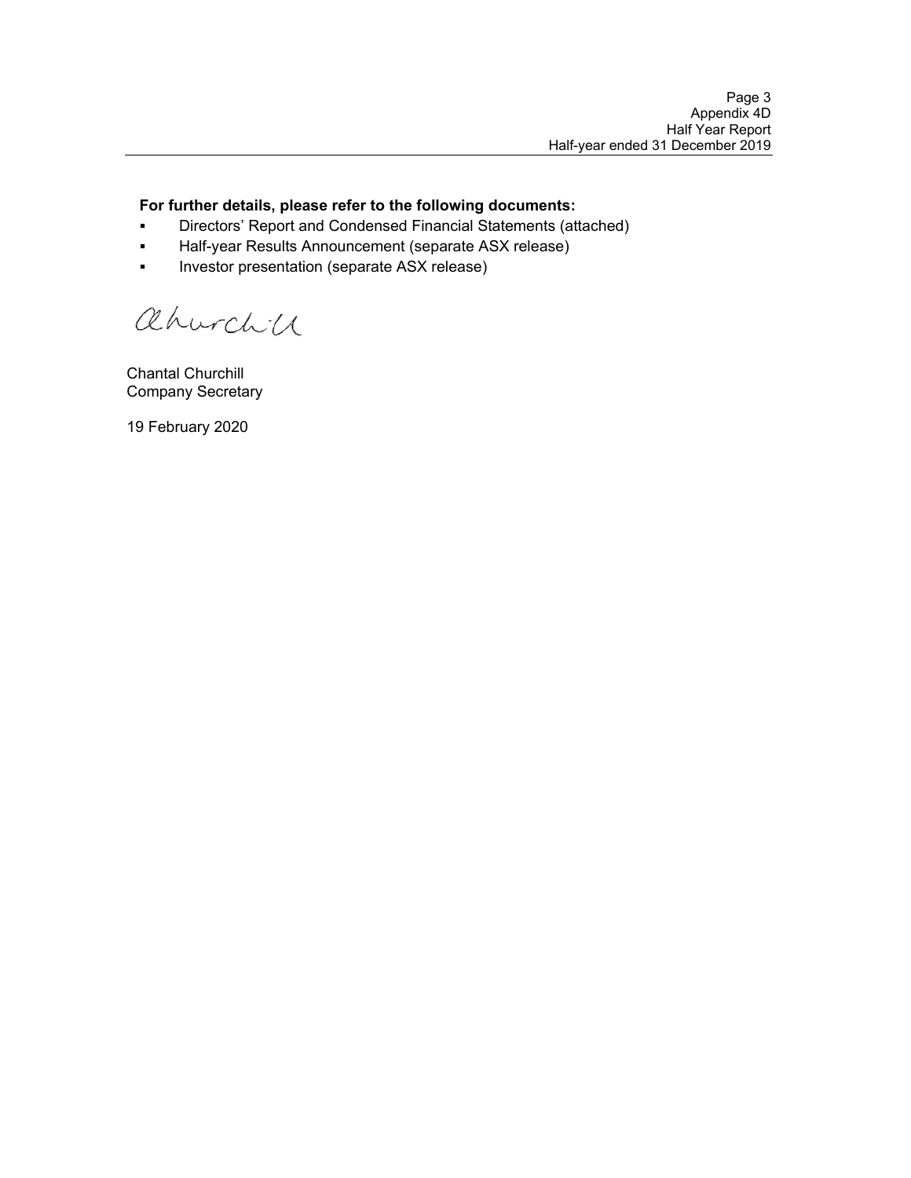**For further details, please refer to the following documents:**

- Directors' Report and Condensed Financial Statements (attached)
- Half-year Results Announcement (separate ASX release)
- Investor presentation (separate ASX release)

Chantal Churchill
Company Secretary

19 February 2020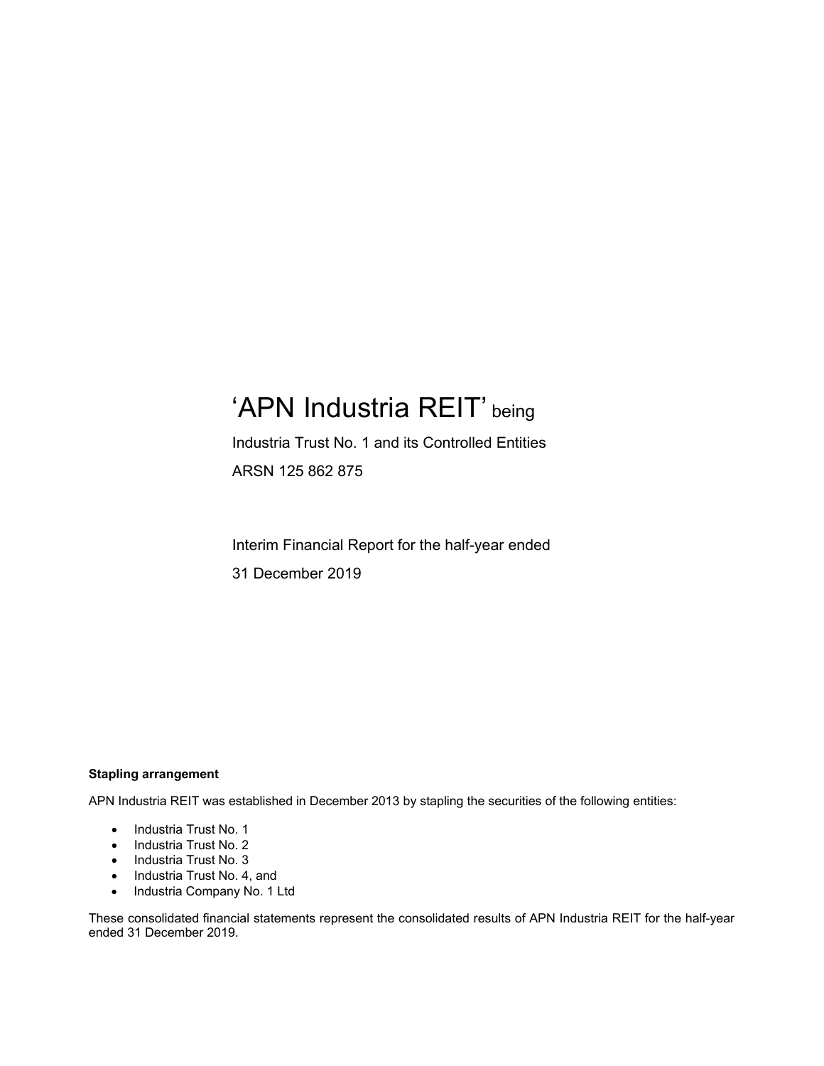# 'APN Industria REIT' being

Industria Trust No. 1 and its Controlled Entities

ARSN 125 862 875

Interim Financial Report for the half-year ended

31 December 2019

**Stapling arrangement**

APN Industria REIT was established in December 2013 by stapling the securities of the following entities:

- Industria Trust No. 1
- Industria Trust No. 2
- Industria Trust No. 3
- Industria Trust No. 4, and
- Industria Company No. 1 Ltd

These consolidated financial statements represent the consolidated results of APN Industria REIT for the half-year ended 31 December 2019.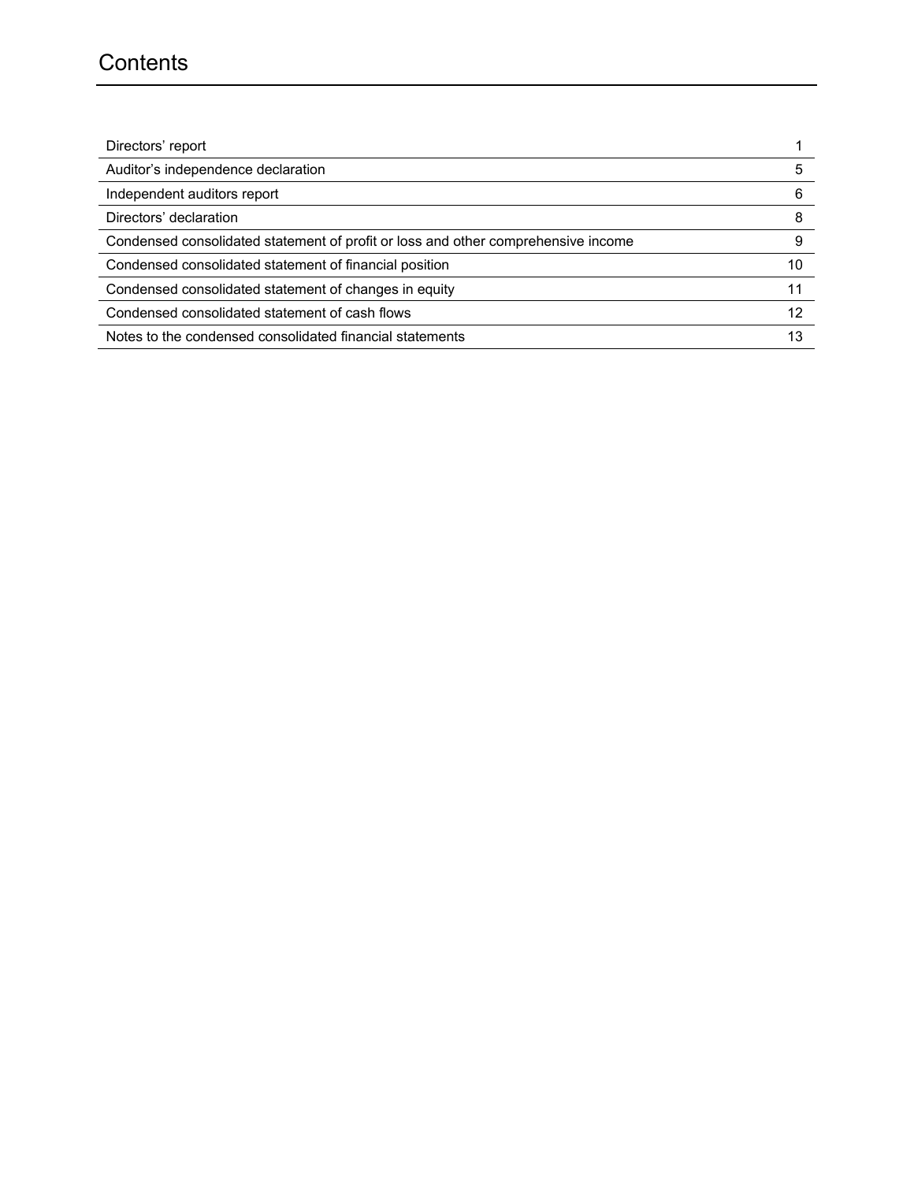# Contents

| | |
|---|---|
| Directors' report | 1 |
| Auditor's independence declaration | 5 |
| Independent auditors report | 6 |
| Directors' declaration | 8 |
| Condensed consolidated statement of profit or loss and other comprehensive income | 9 |
| Condensed consolidated statement of financial position | 10 |
| Condensed consolidated statement of changes in equity | 11 |
| Condensed consolidated statement of cash flows | 12 |
| Notes to the condensed consolidated financial statements | 13 |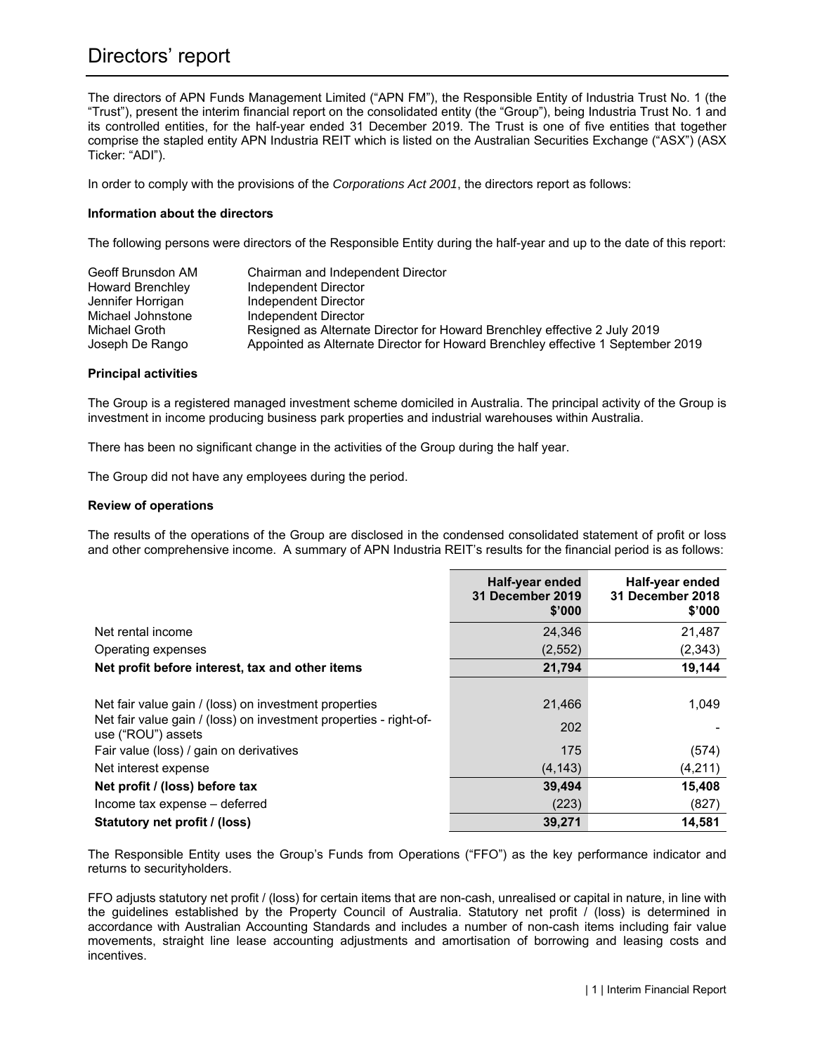# Directors' report

The directors of APN Funds Management Limited ("APN FM"), the Responsible Entity of Industria Trust No. 1 (the "Trust"), present the interim financial report on the consolidated entity (the "Group"), being Industria Trust No. 1 and its controlled entities, for the half-year ended 31 December 2019. The Trust is one of five entities that together comprise the stapled entity APN Industria REIT which is listed on the Australian Securities Exchange ("ASX") (ASX Ticker: "ADI").

In order to comply with the provisions of the *Corporations Act 2001*, the directors report as follows:

**Information about the directors**

The following persons were directors of the Responsible Entity during the half-year and up to the date of this report:

| | |
|---|---|
| Geoff Brunsdon AM | Chairman and Independent Director |
| Howard Brenchley | Independent Director |
| Jennifer Horrigan | Independent Director |
| Michael Johnstone | Independent Director |
| Michael Groth | Resigned as Alternate Director for Howard Brenchley effective 2 July 2019 |
| Joseph De Rango | Appointed as Alternate Director for Howard Brenchley effective 1 September 2019 |

**Principal activities**

The Group is a registered managed investment scheme domiciled in Australia. The principal activity of the Group is investment in income producing business park properties and industrial warehouses within Australia.

There has been no significant change in the activities of the Group during the half year.

The Group did not have any employees during the period.

**Review of operations**

The results of the operations of the Group are disclosed in the condensed consolidated statement of profit or loss and other comprehensive income. A summary of APN Industria REIT's results for the financial period is as follows:

| | Half-year ended 31 December 2019 $'000 | Half-year ended 31 December 2018 $'000 |
|---|---|---|
| Net rental income | 24,346 | 21,487 |
| Operating expenses | (2,552) | (2,343) |
| **Net profit before interest, tax and other items** | **21,794** | **19,144** |
| | | |
| Net fair value gain / (loss) on investment properties | 21,466 | 1,049 |
| Net fair value gain / (loss) on investment properties - right-of-use ("ROU") assets | 202 | - |
| Fair value (loss) / gain on derivatives | 175 | (574) |
| Net interest expense | (4,143) | (4,211) |
| **Net profit / (loss) before tax** | **39,494** | **15,408** |
| Income tax expense – deferred | (223) | (827) |
| **Statutory net profit / (loss)** | **39,271** | **14,581** |

The Responsible Entity uses the Group's Funds from Operations ("FFO") as the key performance indicator and returns to securityholders.

FFO adjusts statutory net profit / (loss) for certain items that are non-cash, unrealised or capital in nature, in line with the guidelines established by the Property Council of Australia. Statutory net profit / (loss) is determined in accordance with Australian Accounting Standards and includes a number of non-cash items including fair value movements, straight line lease accounting adjustments and amortisation of borrowing and leasing costs and incentives.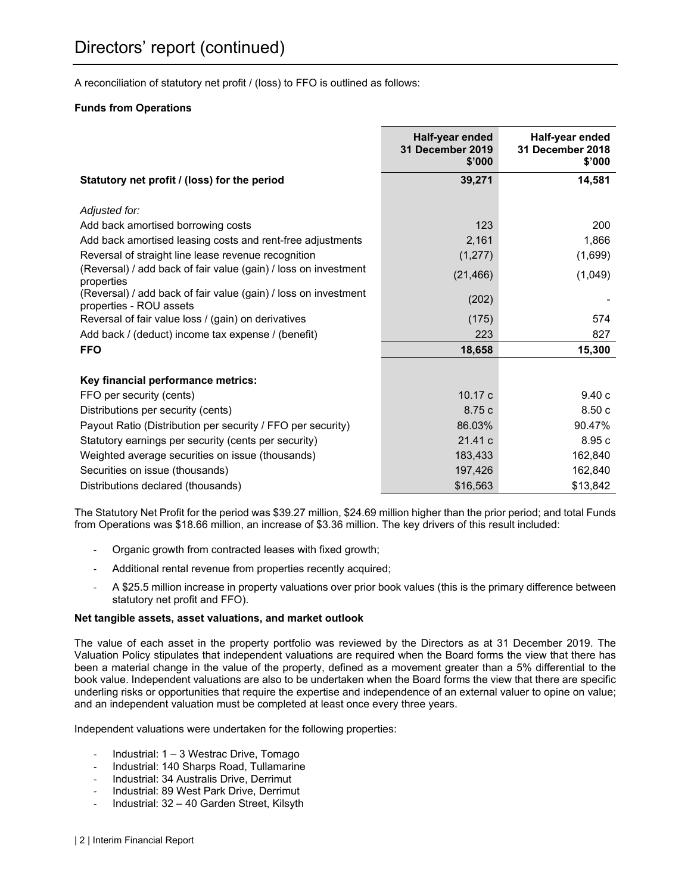# Directors' report (continued)

A reconciliation of statutory net profit / (loss) to FFO is outlined as follows:

**Funds from Operations**

| | Half-year ended 31 December 2019 $'000 | Half-year ended 31 December 2018 $'000 |
|---|---|---|
| **Statutory net profit / (loss) for the period** | **39,271** | **14,581** |
| | | |
| *Adjusted for:* | | |
| Add back amortised borrowing costs | 123 | 200 |
| Add back amortised leasing costs and rent-free adjustments | 2,161 | 1,866 |
| Reversal of straight line lease revenue recognition | (1,277) | (1,699) |
| (Reversal) / add back of fair value (gain) / loss on investment properties | (21,466) | (1,049) |
| (Reversal) / add back of fair value (gain) / loss on investment properties - ROU assets | (202) | - |
| Reversal of fair value loss / (gain) on derivatives | (175) | 574 |
| Add back / (deduct) income tax expense / (benefit) | 223 | 827 |
| **FFO** | **18,658** | **15,300** |
| | | |
| **Key financial performance metrics:** | | |
| FFO per security (cents) | 10.17 c | 9.40 c |
| Distributions per security (cents) | 8.75 c | 8.50 c |
| Payout Ratio (Distribution per security / FFO per security) | 86.03% | 90.47% |
| Statutory earnings per security (cents per security) | 21.41 c | 8.95 c |
| Weighted average securities on issue (thousands) | 183,433 | 162,840 |
| Securities on issue (thousands) | 197,426 | 162,840 |
| Distributions declared (thousands) | $16,563 | $13,842 |

The Statutory Net Profit for the period was $39.27 million, $24.69 million higher than the prior period; and total Funds from Operations was $18.66 million, an increase of $3.36 million. The key drivers of this result included:

- Organic growth from contracted leases with fixed growth;
- Additional rental revenue from properties recently acquired;
- A $25.5 million increase in property valuations over prior book values (this is the primary difference between statutory net profit and FFO).

**Net tangible assets, asset valuations, and market outlook**

The value of each asset in the property portfolio was reviewed by the Directors as at 31 December 2019. The Valuation Policy stipulates that independent valuations are required when the Board forms the view that there has been a material change in the value of the property, defined as a movement greater than a 5% differential to the book value. Independent valuations are also to be undertaken when the Board forms the view that there are specific underling risks or opportunities that require the expertise and independence of an external valuer to opine on value; and an independent valuation must be completed at least once every three years.

Independent valuations were undertaken for the following properties:

- Industrial: 1 – 3 Westrac Drive, Tomago
- Industrial: 140 Sharps Road, Tullamarine
- Industrial: 34 Australis Drive, Derrimut
- Industrial: 89 West Park Drive, Derrimut
- Industrial: 32 – 40 Garden Street, Kilsyth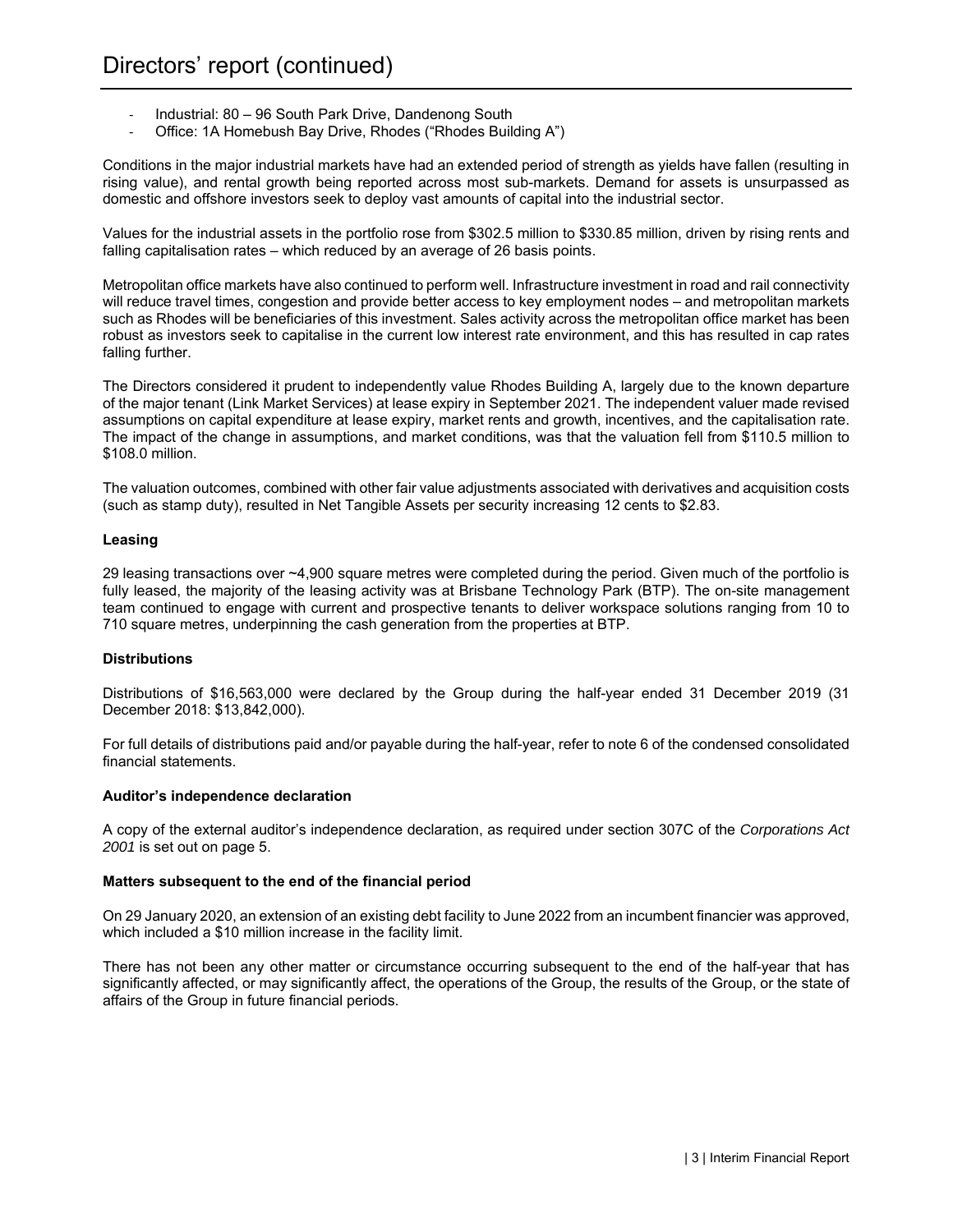# Directors' report (continued)

- Industrial: 80 – 96 South Park Drive, Dandenong South
- Office: 1A Homebush Bay Drive, Rhodes ("Rhodes Building A")

Conditions in the major industrial markets have had an extended period of strength as yields have fallen (resulting in rising value), and rental growth being reported across most sub-markets. Demand for assets is unsurpassed as domestic and offshore investors seek to deploy vast amounts of capital into the industrial sector.

Values for the industrial assets in the portfolio rose from $302.5 million to $330.85 million, driven by rising rents and falling capitalisation rates – which reduced by an average of 26 basis points.

Metropolitan office markets have also continued to perform well. Infrastructure investment in road and rail connectivity will reduce travel times, congestion and provide better access to key employment nodes – and metropolitan markets such as Rhodes will be beneficiaries of this investment. Sales activity across the metropolitan office market has been robust as investors seek to capitalise in the current low interest rate environment, and this has resulted in cap rates falling further.

The Directors considered it prudent to independently value Rhodes Building A, largely due to the known departure of the major tenant (Link Market Services) at lease expiry in September 2021. The independent valuer made revised assumptions on capital expenditure at lease expiry, market rents and growth, incentives, and the capitalisation rate. The impact of the change in assumptions, and market conditions, was that the valuation fell from $110.5 million to $108.0 million.

The valuation outcomes, combined with other fair value adjustments associated with derivatives and acquisition costs (such as stamp duty), resulted in Net Tangible Assets per security increasing 12 cents to $2.83.

**Leasing**

29 leasing transactions over ~4,900 square metres were completed during the period. Given much of the portfolio is fully leased, the majority of the leasing activity was at Brisbane Technology Park (BTP). The on-site management team continued to engage with current and prospective tenants to deliver workspace solutions ranging from 10 to 710 square metres, underpinning the cash generation from the properties at BTP.

**Distributions**

Distributions of $16,563,000 were declared by the Group during the half-year ended 31 December 2019 (31 December 2018: $13,842,000).

For full details of distributions paid and/or payable during the half-year, refer to note 6 of the condensed consolidated financial statements.

**Auditor's independence declaration**

A copy of the external auditor's independence declaration, as required under section 307C of the *Corporations Act 2001* is set out on page 5.

**Matters subsequent to the end of the financial period**

On 29 January 2020, an extension of an existing debt facility to June 2022 from an incumbent financier was approved, which included a $10 million increase in the facility limit.

There has not been any other matter or circumstance occurring subsequent to the end of the half-year that has significantly affected, or may significantly affect, the operations of the Group, the results of the Group, or the state of affairs of the Group in future financial periods.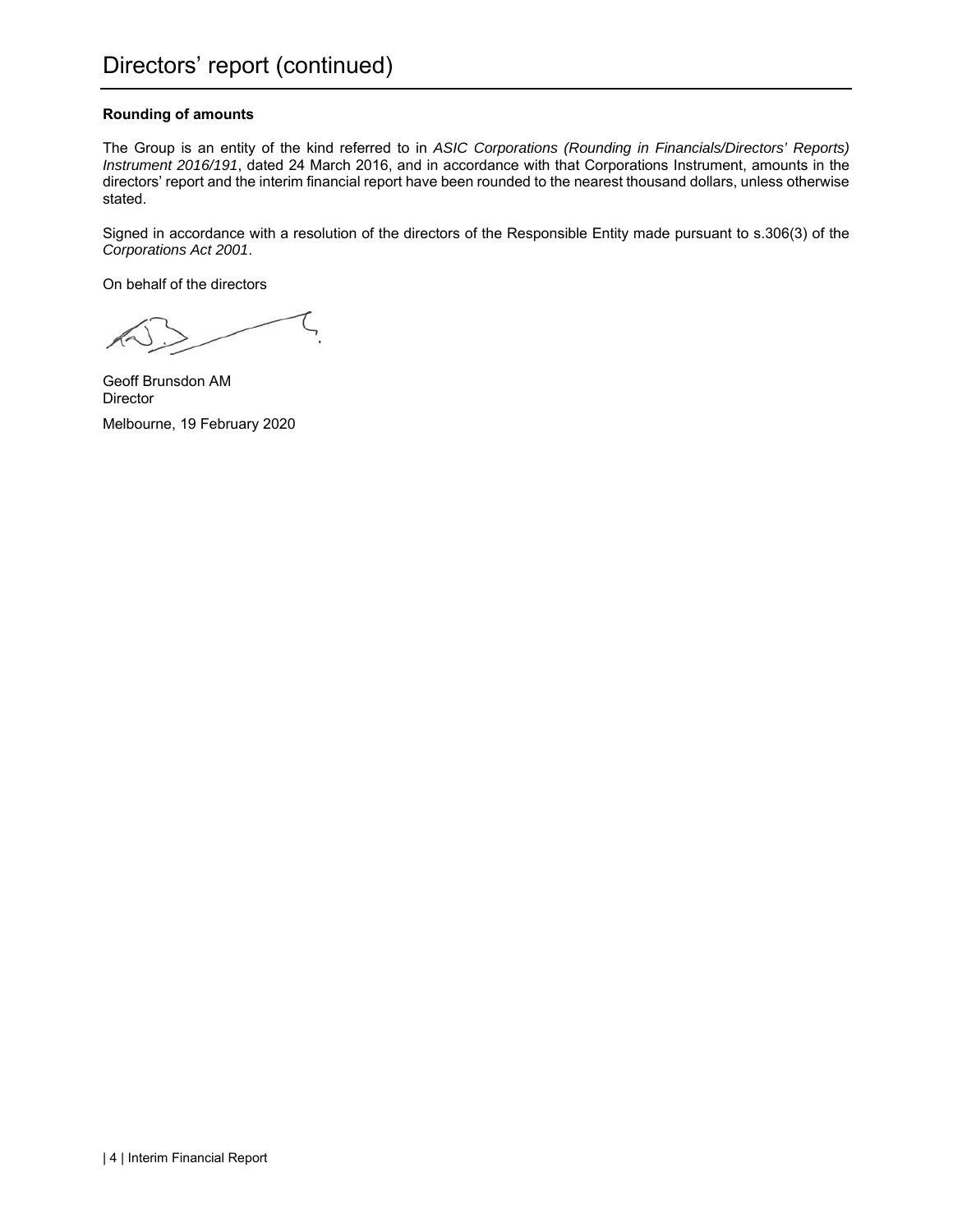# Directors' report (continued)

**Rounding of amounts**

The Group is an entity of the kind referred to in *ASIC Corporations (Rounding in Financials/Directors' Reports) Instrument 2016/191*, dated 24 March 2016, and in accordance with that Corporations Instrument, amounts in the directors' report and the interim financial report have been rounded to the nearest thousand dollars, unless otherwise stated.

Signed in accordance with a resolution of the directors of the Responsible Entity made pursuant to s.306(3) of the *Corporations Act 2001*.

On behalf of the directors

Geoff Brunsdon AM
Director

Melbourne, 19 February 2020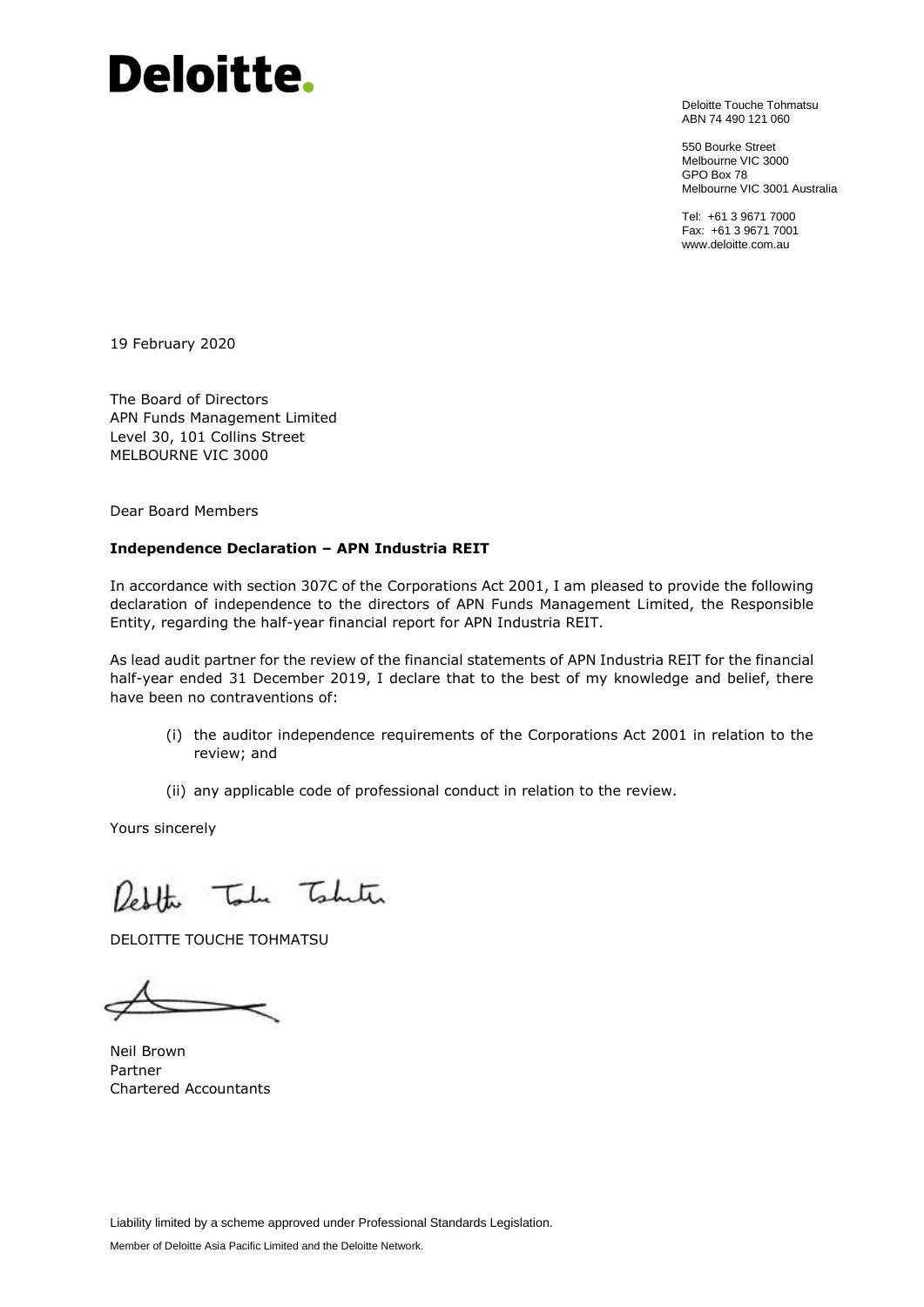# Deloitte.

Deloitte Touche Tohmatsu
ABN 74 490 121 060

550 Bourke Street
Melbourne VIC 3000
GPO Box 78
Melbourne VIC 3001 Australia

Tel: +61 3 9671 7000
Fax: +61 3 9671 7001
www.deloitte.com.au

19 February 2020

The Board of Directors
APN Funds Management Limited
Level 30, 101 Collins Street
MELBOURNE VIC 3000

Dear Board Members

**Independence Declaration – APN Industria REIT**

In accordance with section 307C of the Corporations Act 2001, I am pleased to provide the following declaration of independence to the directors of APN Funds Management Limited, the Responsible Entity, regarding the half-year financial report for APN Industria REIT.

As lead audit partner for the review of the financial statements of APN Industria REIT for the financial half-year ended 31 December 2019, I declare that to the best of my knowledge and belief, there have been no contraventions of:

(i) the auditor independence requirements of the Corporations Act 2001 in relation to the review; and

(ii) any applicable code of professional conduct in relation to the review.

Yours sincerely

DELOITTE TOUCHE TOHMATSU

Neil Brown
Partner
Chartered Accountants

Liability limited by a scheme approved under Professional Standards Legislation.

Member of Deloitte Asia Pacific Limited and the Deloitte Network.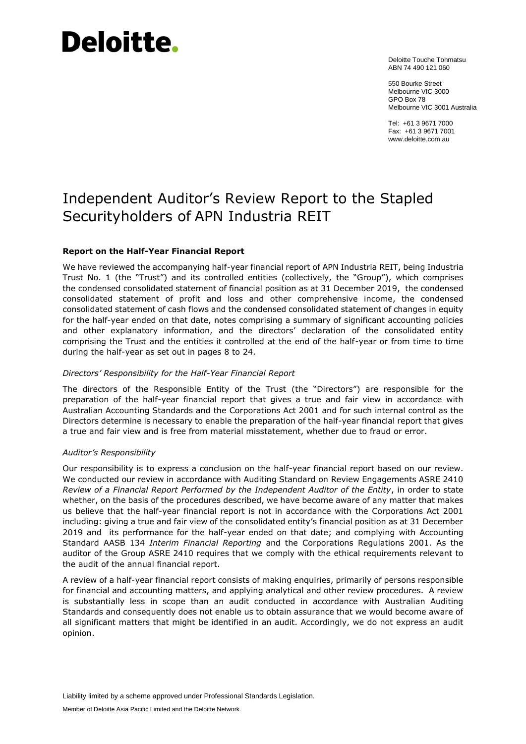# Deloitte.

Deloitte Touche Tohmatsu
ABN 74 490 121 060

550 Bourke Street
Melbourne VIC 3000
GPO Box 78
Melbourne VIC 3001 Australia

Tel: +61 3 9671 7000
Fax: +61 3 9671 7001
www.deloitte.com.au

# Independent Auditor's Review Report to the Stapled Securityholders of APN Industria REIT

## Report on the Half-Year Financial Report

We have reviewed the accompanying half-year financial report of APN Industria REIT, being Industria Trust No. 1 (the "Trust") and its controlled entities (collectively, the "Group"), which comprises the condensed consolidated statement of financial position as at 31 December 2019, the condensed consolidated statement of profit and loss and other comprehensive income, the condensed consolidated statement of cash flows and the condensed consolidated statement of changes in equity for the half-year ended on that date, notes comprising a summary of significant accounting policies and other explanatory information, and the directors' declaration of the consolidated entity comprising the Trust and the entities it controlled at the end of the half-year or from time to time during the half-year as set out in pages 8 to 24.

*Directors' Responsibility for the Half-Year Financial Report*

The directors of the Responsible Entity of the Trust (the "Directors") are responsible for the preparation of the half-year financial report that gives a true and fair view in accordance with Australian Accounting Standards and the Corporations Act 2001 and for such internal control as the Directors determine is necessary to enable the preparation of the half-year financial report that gives a true and fair view and is free from material misstatement, whether due to fraud or error.

*Auditor's Responsibility*

Our responsibility is to express a conclusion on the half-year financial report based on our review. We conducted our review in accordance with Auditing Standard on Review Engagements ASRE 2410 *Review of a Financial Report Performed by the Independent Auditor of the Entity*, in order to state whether, on the basis of the procedures described, we have become aware of any matter that makes us believe that the half-year financial report is not in accordance with the Corporations Act 2001 including: giving a true and fair view of the consolidated entity's financial position as at 31 December 2019 and its performance for the half-year ended on that date; and complying with Accounting Standard AASB 134 *Interim Financial Reporting* and the Corporations Regulations 2001. As the auditor of the Group ASRE 2410 requires that we comply with the ethical requirements relevant to the audit of the annual financial report.

A review of a half-year financial report consists of making enquiries, primarily of persons responsible for financial and accounting matters, and applying analytical and other review procedures. A review is substantially less in scope than an audit conducted in accordance with Australian Auditing Standards and consequently does not enable us to obtain assurance that we would become aware of all significant matters that might be identified in an audit. Accordingly, we do not express an audit opinion.

Liability limited by a scheme approved under Professional Standards Legislation.

Member of Deloitte Asia Pacific Limited and the Deloitte Network.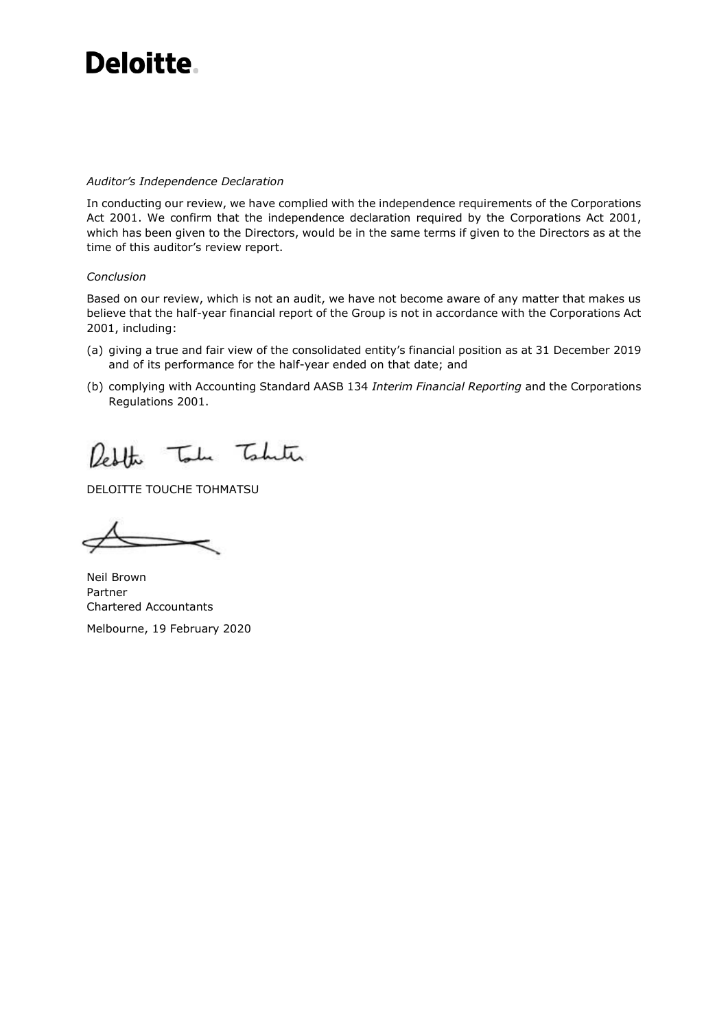**Deloitte.**

*Auditor's Independence Declaration*

In conducting our review, we have complied with the independence requirements of the Corporations Act 2001. We confirm that the independence declaration required by the Corporations Act 2001, which has been given to the Directors, would be in the same terms if given to the Directors as at the time of this auditor's review report.

*Conclusion*

Based on our review, which is not an audit, we have not become aware of any matter that makes us believe that the half-year financial report of the Group is not in accordance with the Corporations Act 2001, including:

(a) giving a true and fair view of the consolidated entity's financial position as at 31 December 2019 and of its performance for the half-year ended on that date; and

(b) complying with Accounting Standard AASB 134 *Interim Financial Reporting* and the Corporations Regulations 2001.

DELOITTE TOUCHE TOHMATSU

Neil Brown
Partner
Chartered Accountants

Melbourne, 19 February 2020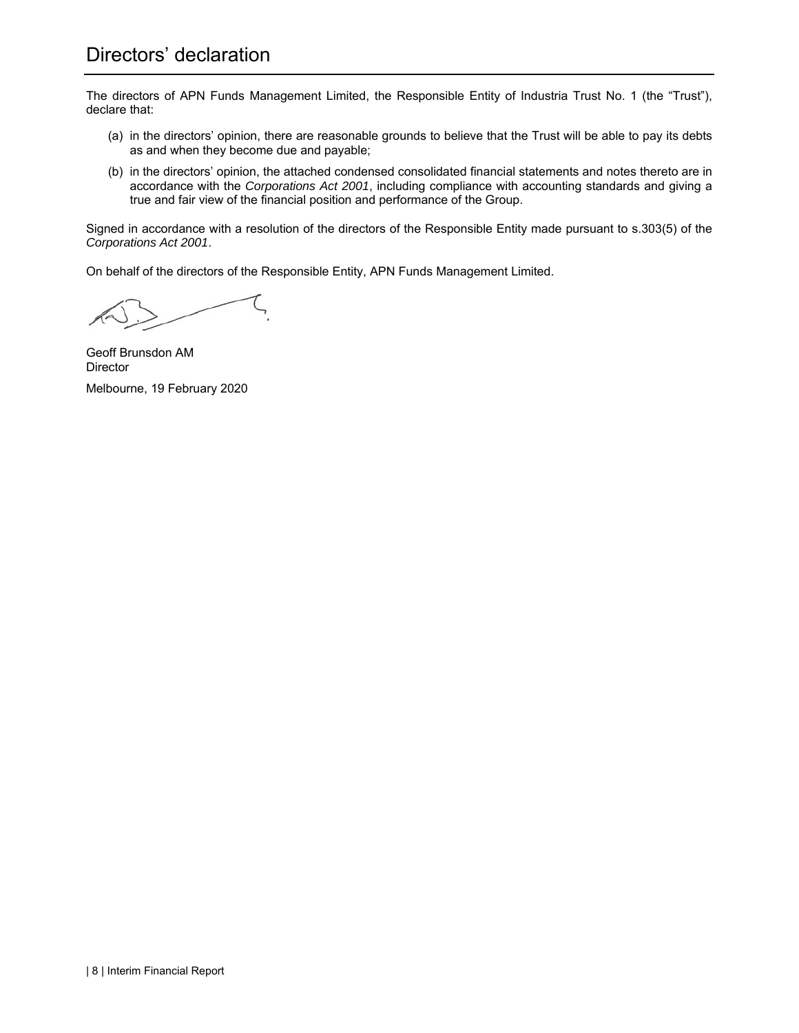# Directors' declaration

The directors of APN Funds Management Limited, the Responsible Entity of Industria Trust No. 1 (the "Trust"), declare that:

(a) in the directors' opinion, there are reasonable grounds to believe that the Trust will be able to pay its debts as and when they become due and payable;

(b) in the directors' opinion, the attached condensed consolidated financial statements and notes thereto are in accordance with the *Corporations Act 2001*, including compliance with accounting standards and giving a true and fair view of the financial position and performance of the Group.

Signed in accordance with a resolution of the directors of the Responsible Entity made pursuant to s.303(5) of the *Corporations Act 2001*.

On behalf of the directors of the Responsible Entity, APN Funds Management Limited.

Geoff Brunsdon AM
Director

Melbourne, 19 February 2020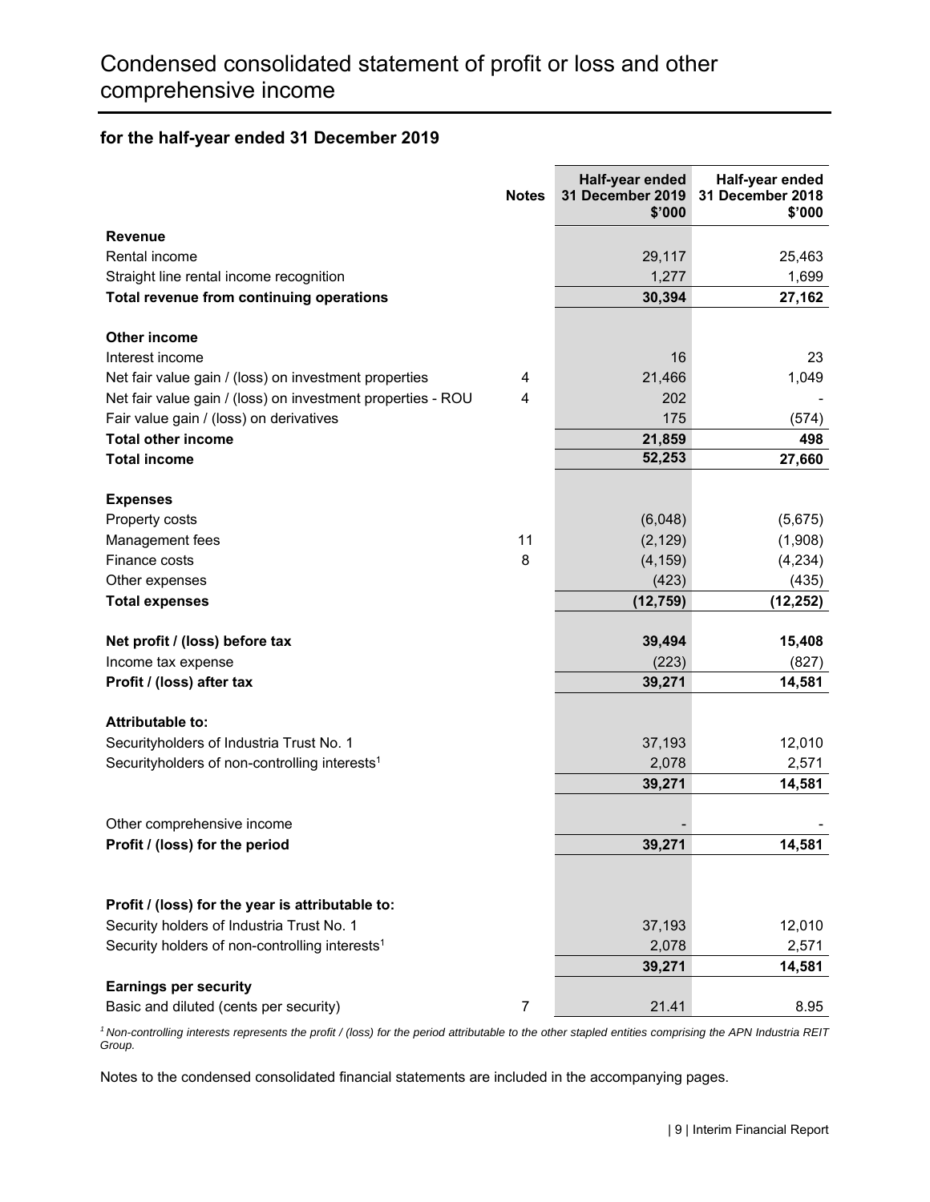# Condensed consolidated statement of profit or loss and other comprehensive income

## for the half-year ended 31 December 2019

| | Notes | Half-year ended 31 December 2019 $'000 | Half-year ended 31 December 2018 $'000 |
|---|---|---|---|
| **Revenue** | | | |
| Rental income | | 29,117 | 25,463 |
| Straight line rental income recognition | | 1,277 | 1,699 |
| **Total revenue from continuing operations** | | **30,394** | **27,162** |
| | | | |
| **Other income** | | | |
| Interest income | | 16 | 23 |
| Net fair value gain / (loss) on investment properties | 4 | 21,466 | 1,049 |
| Net fair value gain / (loss) on investment properties - ROU | 4 | 202 | - |
| Fair value gain / (loss) on derivatives | | 175 | (574) |
| **Total other income** | | **21,859** | **498** |
| **Total income** | | **52,253** | **27,660** |
| | | | |
| **Expenses** | | | |
| Property costs | | (6,048) | (5,675) |
| Management fees | 11 | (2,129) | (1,908) |
| Finance costs | 8 | (4,159) | (4,234) |
| Other expenses | | (423) | (435) |
| **Total expenses** | | **(12,759)** | **(12,252)** |
| | | | |
| **Net profit / (loss) before tax** | | **39,494** | **15,408** |
| Income tax expense | | (223) | (827) |
| **Profit / (loss) after tax** | | **39,271** | **14,581** |
| | | | |
| **Attributable to:** | | | |
| Securityholders of Industria Trust No. 1 | | 37,193 | 12,010 |
| Securityholders of non-controlling interests[1] | | 2,078 | 2,571 |
| | | **39,271** | **14,581** |
| | | | |
| Other comprehensive income | | - | - |
| **Profit / (loss) for the period** | | **39,271** | **14,581** |
| | | | |
| **Profit / (loss) for the year is attributable to:** | | | |
| Security holders of Industria Trust No. 1 | | 37,193 | 12,010 |
| Security holders of non-controlling interests[1] | | 2,078 | 2,571 |
| | | **39,271** | **14,581** |
| **Earnings per security** | | | |
| Basic and diluted (cents per security) | 7 | 21.41 | 8.95 |

*[1] Non-controlling interests represents the profit / (loss) for the period attributable to the other stapled entities comprising the APN Industria REIT Group.*

Notes to the condensed consolidated financial statements are included in the accompanying pages.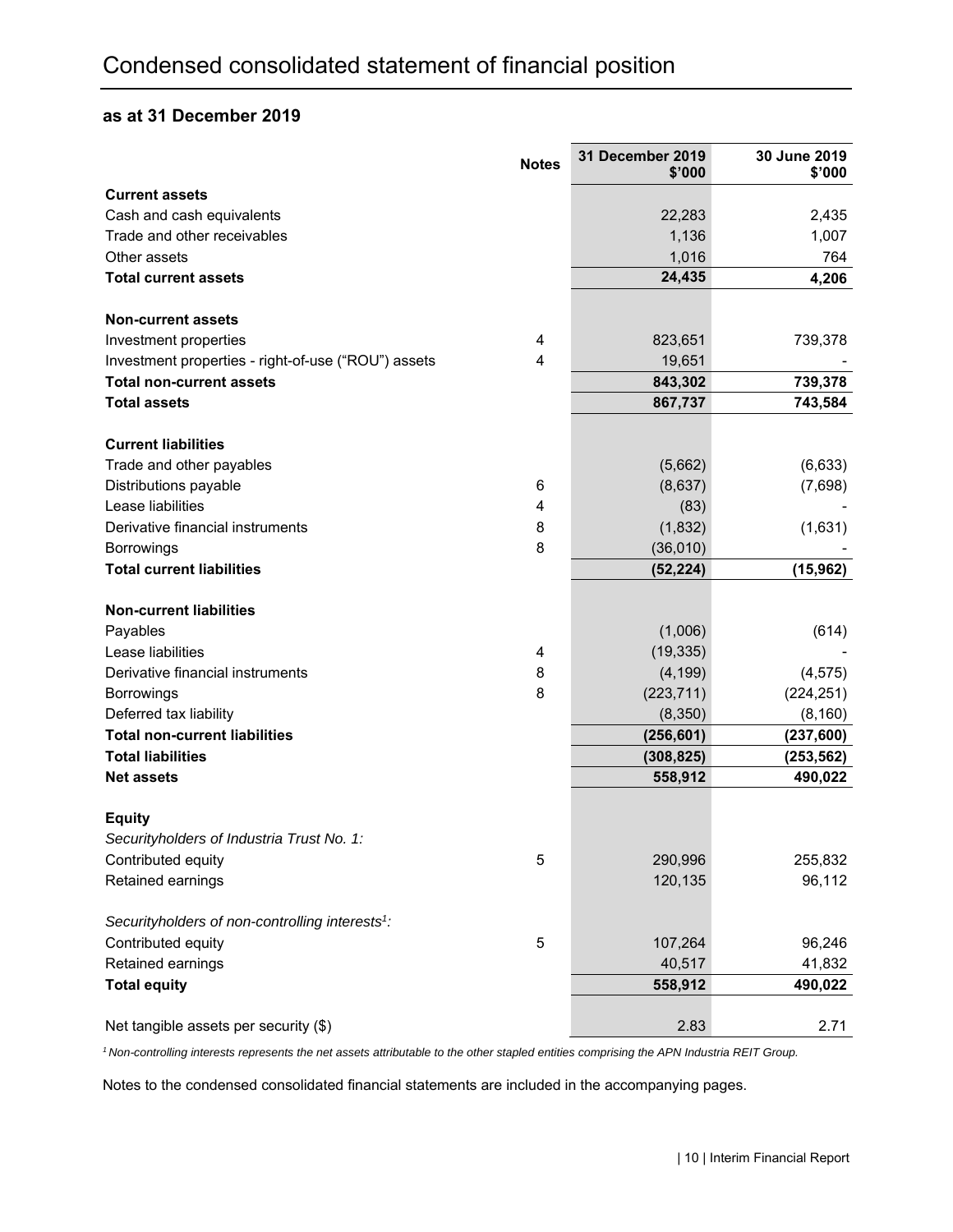# Condensed consolidated statement of financial position

## as at 31 December 2019

| | Notes | 31 December 2019 $'000 | 30 June 2019 $'000 |
|---|---|---|---|
| **Current assets** | | | |
| Cash and cash equivalents | | 22,283 | 2,435 |
| Trade and other receivables | | 1,136 | 1,007 |
| Other assets | | 1,016 | 764 |
| **Total current assets** | | **24,435** | **4,206** |
| | | | |
| **Non-current assets** | | | |
| Investment properties | 4 | 823,651 | 739,378 |
| Investment properties - right-of-use ("ROU") assets | 4 | 19,651 | - |
| **Total non-current assets** | | **843,302** | **739,378** |
| **Total assets** | | **867,737** | **743,584** |
| | | | |
| **Current liabilities** | | | |
| Trade and other payables | | (5,662) | (6,633) |
| Distributions payable | 6 | (8,637) | (7,698) |
| Lease liabilities | 4 | (83) | - |
| Derivative financial instruments | 8 | (1,832) | (1,631) |
| Borrowings | 8 | (36,010) | - |
| **Total current liabilities** | | **(52,224)** | **(15,962)** |
| | | | |
| **Non-current liabilities** | | | |
| Payables | | (1,006) | (614) |
| Lease liabilities | 4 | (19,335) | - |
| Derivative financial instruments | 8 | (4,199) | (4,575) |
| Borrowings | 8 | (223,711) | (224,251) |
| Deferred tax liability | | (8,350) | (8,160) |
| **Total non-current liabilities** | | **(256,601)** | **(237,600)** |
| **Total liabilities** | | **(308,825)** | **(253,562)** |
| **Net assets** | | **558,912** | **490,022** |
| | | | |
| **Equity** | | | |
| *Securityholders of Industria Trust No. 1:* | | | |
| Contributed equity | 5 | 290,996 | 255,832 |
| Retained earnings | | 120,135 | 96,112 |
| | | | |
| *Securityholders of non-controlling interests[1]:* | | | |
| Contributed equity | 5 | 107,264 | 96,246 |
| Retained earnings | | 40,517 | 41,832 |
| **Total equity** | | **558,912** | **490,022** |
| | | | |
| Net tangible assets per security ($) | | 2.83 | 2.71 |

*[1] Non-controlling interests represents the net assets attributable to the other stapled entities comprising the APN Industria REIT Group.*

Notes to the condensed consolidated financial statements are included in the accompanying pages.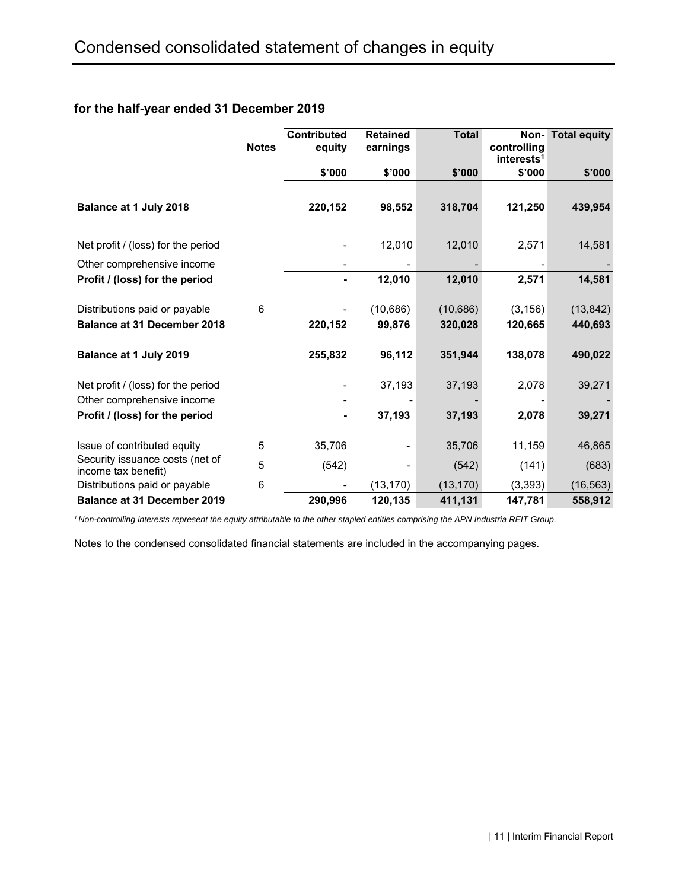# Condensed consolidated statement of changes in equity

## for the half-year ended 31 December 2019

| | Notes | Contributed equity | Retained earnings | Total | Non-controlling interests[1] | Total equity |
|---|---|---|---|---|---|---|
| | | $'000 | $'000 | $'000 | $'000 | $'000 |
| **Balance at 1 July 2018** | | **220,152** | **98,552** | **318,704** | **121,250** | **439,954** |
| Net profit / (loss) for the period | | - | 12,010 | 12,010 | 2,571 | 14,581 |
| Other comprehensive income | | - | - | - | - | - |
| **Profit / (loss) for the period** | | **-** | **12,010** | **12,010** | **2,571** | **14,581** |
| Distributions paid or payable | 6 | - | (10,686) | (10,686) | (3,156) | (13,842) |
| **Balance at 31 December 2018** | | **220,152** | **99,876** | **320,028** | **120,665** | **440,693** |
| **Balance at 1 July 2019** | | **255,832** | **96,112** | **351,944** | **138,078** | **490,022** |
| Net profit / (loss) for the period | | - | 37,193 | 37,193 | 2,078 | 39,271 |
| Other comprehensive income | | - | - | - | - | - |
| **Profit / (loss) for the period** | | **-** | **37,193** | **37,193** | **2,078** | **39,271** |
| Issue of contributed equity | 5 | 35,706 | - | 35,706 | 11,159 | 46,865 |
| Security issuance costs (net of income tax benefit) | 5 | (542) | - | (542) | (141) | (683) |
| Distributions paid or payable | 6 | - | (13,170) | (13,170) | (3,393) | (16,563) |
| **Balance at 31 December 2019** | | **290,996** | **120,135** | **411,131** | **147,781** | **558,912** |

*[1] Non-controlling interests represent the equity attributable to the other stapled entities comprising the APN Industria REIT Group.*

Notes to the condensed consolidated financial statements are included in the accompanying pages.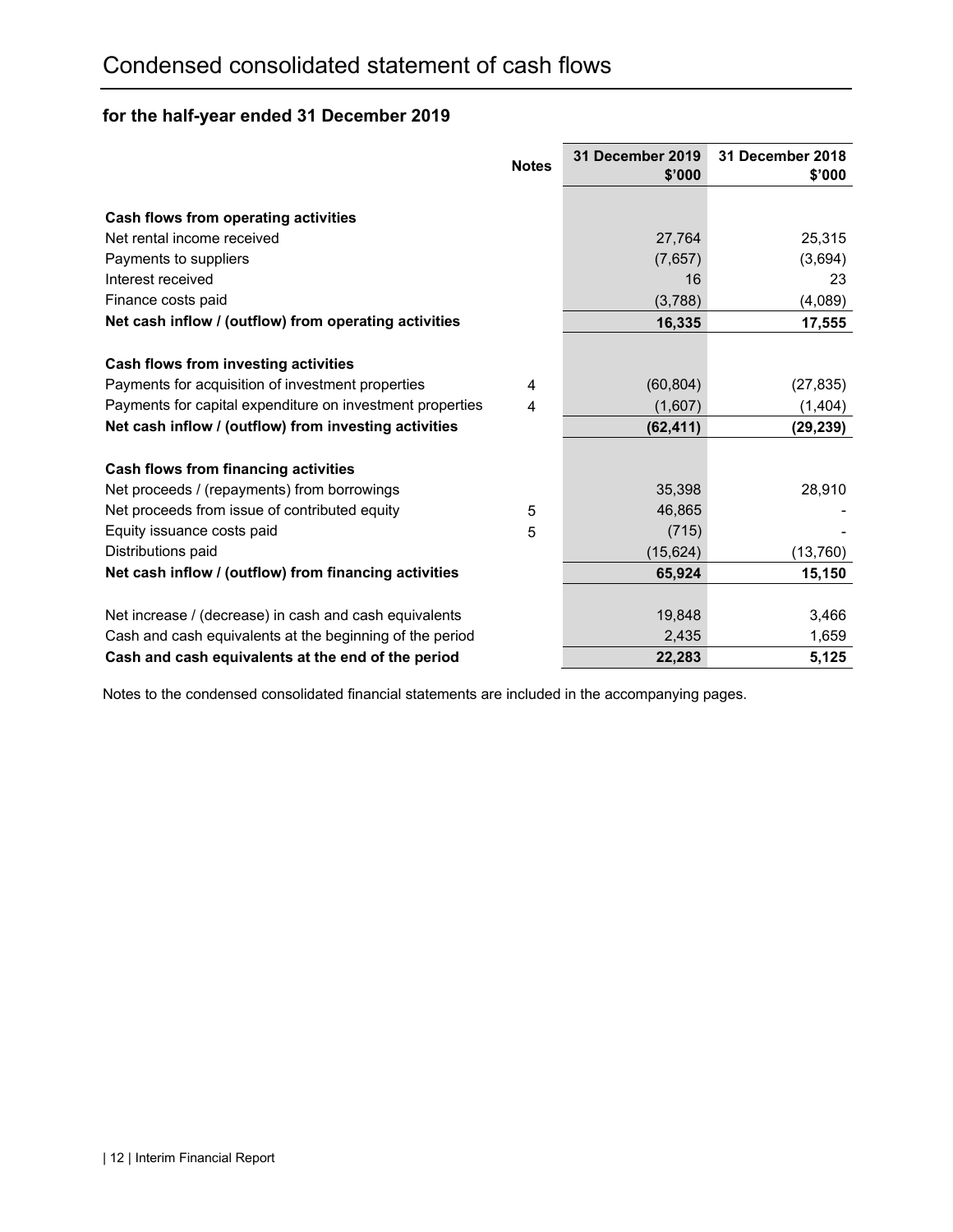# Condensed consolidated statement of cash flows

## for the half-year ended 31 December 2019

| | Notes | 31 December 2019 $'000 | 31 December 2018 $'000 |
|---|---|---|---|
| **Cash flows from operating activities** | | | |
| Net rental income received | | 27,764 | 25,315 |
| Payments to suppliers | | (7,657) | (3,694) |
| Interest received | | 16 | 23 |
| Finance costs paid | | (3,788) | (4,089) |
| **Net cash inflow / (outflow) from operating activities** | | **16,335** | **17,555** |
| **Cash flows from investing activities** | | | |
| Payments for acquisition of investment properties | 4 | (60,804) | (27,835) |
| Payments for capital expenditure on investment properties | 4 | (1,607) | (1,404) |
| **Net cash inflow / (outflow) from investing activities** | | **(62,411)** | **(29,239)** |
| **Cash flows from financing activities** | | | |
| Net proceeds / (repayments) from borrowings | | 35,398 | 28,910 |
| Net proceeds from issue of contributed equity | 5 | 46,865 | - |
| Equity issuance costs paid | 5 | (715) | - |
| Distributions paid | | (15,624) | (13,760) |
| **Net cash inflow / (outflow) from financing activities** | | **65,924** | **15,150** |
| Net increase / (decrease) in cash and cash equivalents | | 19,848 | 3,466 |
| Cash and cash equivalents at the beginning of the period | | 2,435 | 1,659 |
| **Cash and cash equivalents at the end of the period** | | **22,283** | **5,125** |

Notes to the condensed consolidated financial statements are included in the accompanying pages.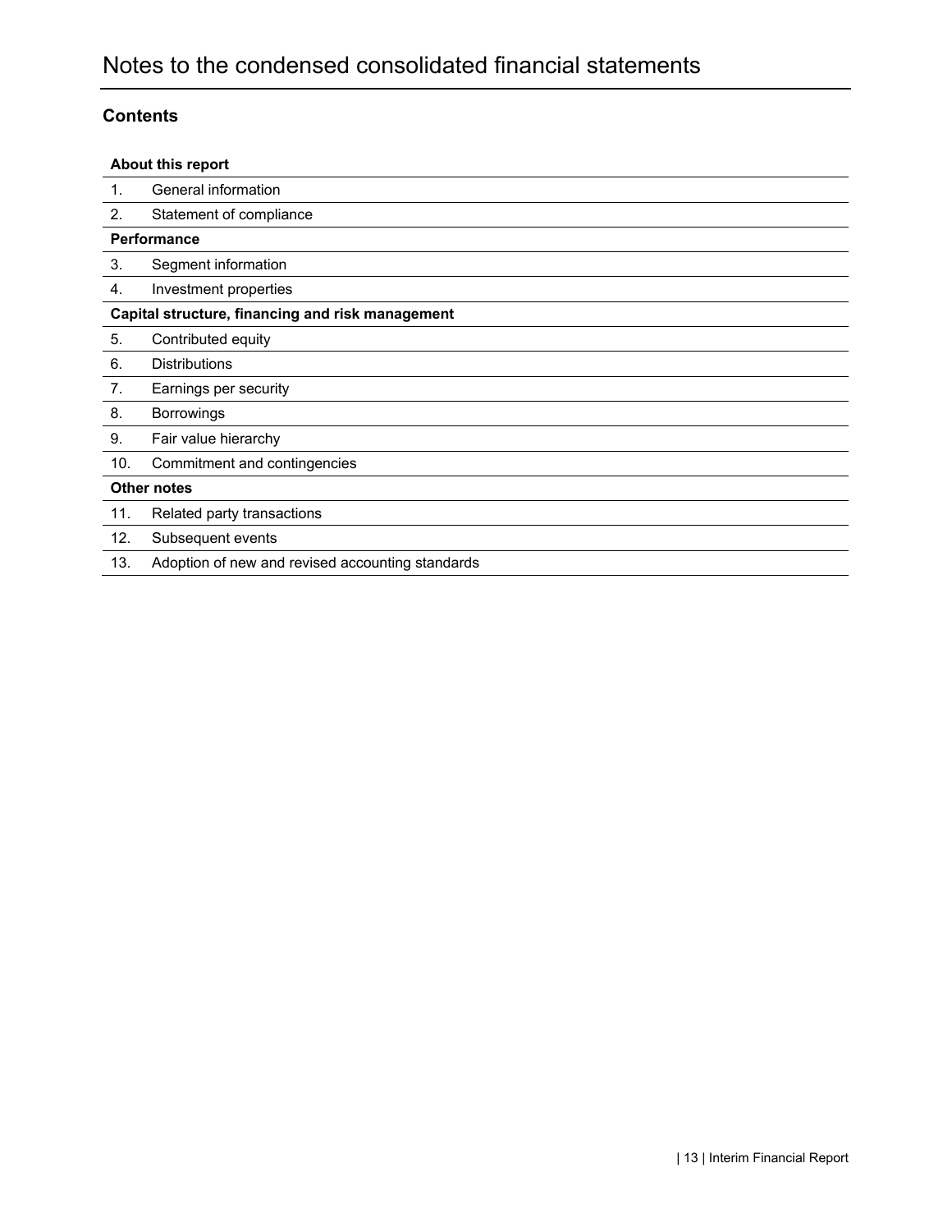# Notes to the condensed consolidated financial statements

## Contents

| **About this report** | |
|---|---|
| 1. | General information |
| 2. | Statement of compliance |
| **Performance** | |
| 3. | Segment information |
| 4. | Investment properties |
| **Capital structure, financing and risk management** | |
| 5. | Contributed equity |
| 6. | Distributions |
| 7. | Earnings per security |
| 8. | Borrowings |
| 9. | Fair value hierarchy |
| 10. | Commitment and contingencies |
| **Other notes** | |
| 11. | Related party transactions |
| 12. | Subsequent events |
| 13. | Adoption of new and revised accounting standards |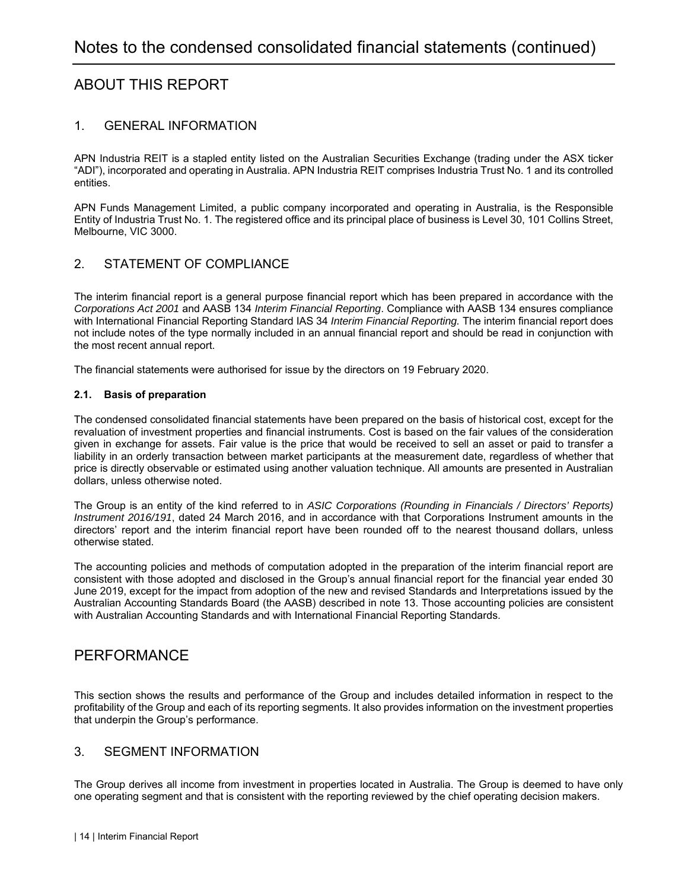# Notes to the condensed consolidated financial statements (continued)

## ABOUT THIS REPORT

### 1. GENERAL INFORMATION

APN Industria REIT is a stapled entity listed on the Australian Securities Exchange (trading under the ASX ticker "ADI"), incorporated and operating in Australia. APN Industria REIT comprises Industria Trust No. 1 and its controlled entities.

APN Funds Management Limited, a public company incorporated and operating in Australia, is the Responsible Entity of Industria Trust No. 1. The registered office and its principal place of business is Level 30, 101 Collins Street, Melbourne, VIC 3000.

### 2. STATEMENT OF COMPLIANCE

The interim financial report is a general purpose financial report which has been prepared in accordance with the *Corporations Act 2001* and AASB 134 *Interim Financial Reporting*. Compliance with AASB 134 ensures compliance with International Financial Reporting Standard IAS 34 *Interim Financial Reporting.* The interim financial report does not include notes of the type normally included in an annual financial report and should be read in conjunction with the most recent annual report.

The financial statements were authorised for issue by the directors on 19 February 2020.

#### 2.1. Basis of preparation

The condensed consolidated financial statements have been prepared on the basis of historical cost, except for the revaluation of investment properties and financial instruments. Cost is based on the fair values of the consideration given in exchange for assets. Fair value is the price that would be received to sell an asset or paid to transfer a liability in an orderly transaction between market participants at the measurement date, regardless of whether that price is directly observable or estimated using another valuation technique. All amounts are presented in Australian dollars, unless otherwise noted.

The Group is an entity of the kind referred to in *ASIC Corporations (Rounding in Financials / Directors' Reports) Instrument 2016/191*, dated 24 March 2016, and in accordance with that Corporations Instrument amounts in the directors' report and the interim financial report have been rounded off to the nearest thousand dollars, unless otherwise stated.

The accounting policies and methods of computation adopted in the preparation of the interim financial report are consistent with those adopted and disclosed in the Group's annual financial report for the financial year ended 30 June 2019, except for the impact from adoption of the new and revised Standards and Interpretations issued by the Australian Accounting Standards Board (the AASB) described in note 13. Those accounting policies are consistent with Australian Accounting Standards and with International Financial Reporting Standards.

## PERFORMANCE

This section shows the results and performance of the Group and includes detailed information in respect to the profitability of the Group and each of its reporting segments. It also provides information on the investment properties that underpin the Group's performance.

### 3. SEGMENT INFORMATION

The Group derives all income from investment in properties located in Australia. The Group is deemed to have only one operating segment and that is consistent with the reporting reviewed by the chief operating decision makers.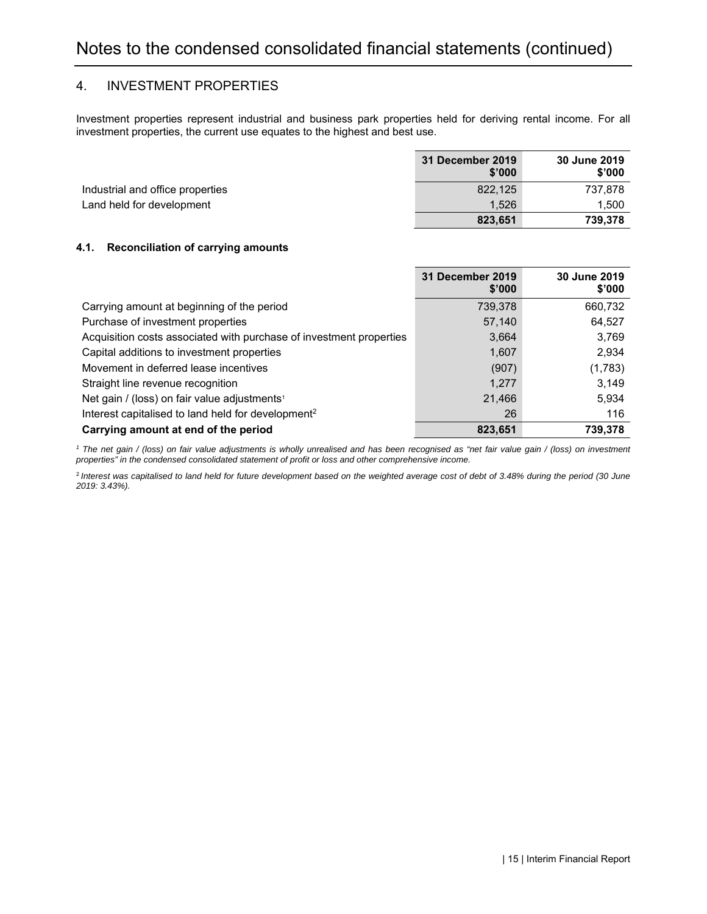# Notes to the condensed consolidated financial statements (continued)

## 4. INVESTMENT PROPERTIES

Investment properties represent industrial and business park properties held for deriving rental income. For all investment properties, the current use equates to the highest and best use.

| | 31 December 2019 $'000 | 30 June 2019 $'000 |
|---|---|---|
| Industrial and office properties | 822,125 | 737,878 |
| Land held for development | 1,526 | 1,500 |
| | **823,651** | **739,378** |

### 4.1. Reconciliation of carrying amounts

| | 31 December 2019 $'000 | 30 June 2019 $'000 |
|---|---|---|
| Carrying amount at beginning of the period | 739,378 | 660,732 |
| Purchase of investment properties | 57,140 | 64,527 |
| Acquisition costs associated with purchase of investment properties | 3,664 | 3,769 |
| Capital additions to investment properties | 1,607 | 2,934 |
| Movement in deferred lease incentives | (907) | (1,783) |
| Straight line revenue recognition | 1,277 | 3,149 |
| Net gain / (loss) on fair value adjustments[1] | 21,466 | 5,934 |
| Interest capitalised to land held for development[2] | 26 | 116 |
| **Carrying amount at end of the period** | **823,651** | **739,378** |

*[1] The net gain / (loss) on fair value adjustments is wholly unrealised and has been recognised as "net fair value gain / (loss) on investment properties" in the condensed consolidated statement of profit or loss and other comprehensive income.*

*[2] Interest was capitalised to land held for future development based on the weighted average cost of debt of 3.48% during the period (30 June 2019: 3.43%).*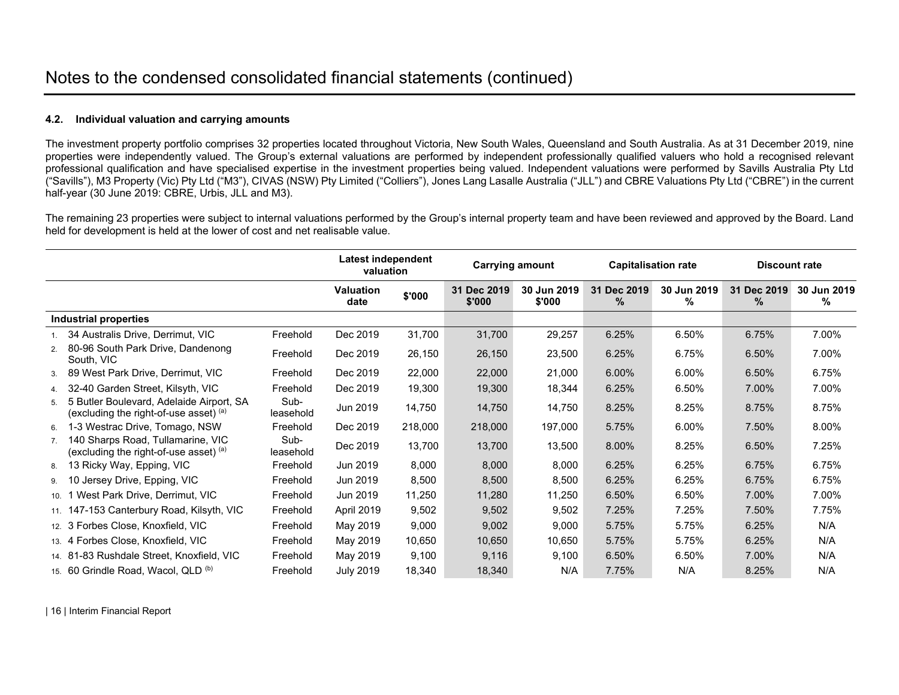# Notes to the condensed consolidated financial statements (continued)

### 4.2. Individual valuation and carrying amounts

The investment property portfolio comprises 32 properties located throughout Victoria, New South Wales, Queensland and South Australia. As at 31 December 2019, nine properties were independently valued. The Group's external valuations are performed by independent professionally qualified valuers who hold a recognised relevant professional qualification and have specialised expertise in the investment properties being valued. Independent valuations were performed by Savills Australia Pty Ltd ("Savills"), M3 Property (Vic) Pty Ltd ("M3"), CIVAS (NSW) Pty Limited ("Colliers"), Jones Lang Lasalle Australia ("JLL") and CBRE Valuations Pty Ltd ("CBRE") in the current half-year (30 June 2019: CBRE, Urbis, JLL and M3).

The remaining 23 properties were subject to internal valuations performed by the Group's internal property team and have been reviewed and approved by the Board. Land held for development is held at the lower of cost and net realisable value.

| | | Latest independent valuation | | Carrying amount | | Capitalisation rate | | Discount rate | |
|---|---|---|---|---|---|---|---|---|---|
| | | Valuation date | $'000 | 31 Dec 2019 $'000 | 30 Jun 2019 $'000 | 31 Dec 2019 % | 30 Jun 2019 % | 31 Dec 2019 % | 30 Jun 2019 % |
| **Industrial properties** | | | | | | | | | |
| 1. 34 Australis Drive, Derrimut, VIC | Freehold | Dec 2019 | 31,700 | 31,700 | 29,257 | 6.25% | 6.50% | 6.75% | 7.00% |
| 2. 80-96 South Park Drive, Dandenong South, VIC | Freehold | Dec 2019 | 26,150 | 26,150 | 23,500 | 6.25% | 6.75% | 6.50% | 7.00% |
| 3. 89 West Park Drive, Derrimut, VIC | Freehold | Dec 2019 | 22,000 | 22,000 | 21,000 | 6.00% | 6.00% | 6.50% | 6.75% |
| 4. 32-40 Garden Street, Kilsyth, VIC | Freehold | Dec 2019 | 19,300 | 19,300 | 18,344 | 6.25% | 6.50% | 7.00% | 7.00% |
| 5. 5 Butler Boulevard, Adelaide Airport, SA (excluding the right-of-use asset) (a) | Sub-leasehold | Jun 2019 | 14,750 | 14,750 | 14,750 | 8.25% | 8.25% | 8.75% | 8.75% |
| 6. 1-3 Westrac Drive, Tomago, NSW | Freehold | Dec 2019 | 218,000 | 218,000 | 197,000 | 5.75% | 6.00% | 7.50% | 8.00% |
| 7. 140 Sharps Road, Tullamarine, VIC (excluding the right-of-use asset) (a) | Sub-leasehold | Dec 2019 | 13,700 | 13,700 | 13,500 | 8.00% | 8.25% | 6.50% | 7.25% |
| 8. 13 Ricky Way, Epping, VIC | Freehold | Jun 2019 | 8,000 | 8,000 | 8,000 | 6.25% | 6.25% | 6.75% | 6.75% |
| 9. 10 Jersey Drive, Epping, VIC | Freehold | Jun 2019 | 8,500 | 8,500 | 8,500 | 6.25% | 6.25% | 6.75% | 6.75% |
| 10. 1 West Park Drive, Derrimut, VIC | Freehold | Jun 2019 | 11,250 | 11,280 | 11,250 | 6.50% | 6.50% | 7.00% | 7.00% |
| 11. 147-153 Canterbury Road, Kilsyth, VIC | Freehold | April 2019 | 9,502 | 9,502 | 9,502 | 7.25% | 7.25% | 7.50% | 7.75% |
| 12. 3 Forbes Close, Knoxfield, VIC | Freehold | May 2019 | 9,000 | 9,002 | 9,000 | 5.75% | 5.75% | 6.25% | N/A |
| 13. 4 Forbes Close, Knoxfield, VIC | Freehold | May 2019 | 10,650 | 10,650 | 10,650 | 5.75% | 5.75% | 6.25% | N/A |
| 14. 81-83 Rushdale Street, Knoxfield, VIC | Freehold | May 2019 | 9,100 | 9,116 | 9,100 | 6.50% | 6.50% | 7.00% | N/A |
| 15. 60 Grindle Road, Wacol, QLD (b) | Freehold | July 2019 | 18,340 | 18,340 | N/A | 7.75% | N/A | 8.25% | N/A |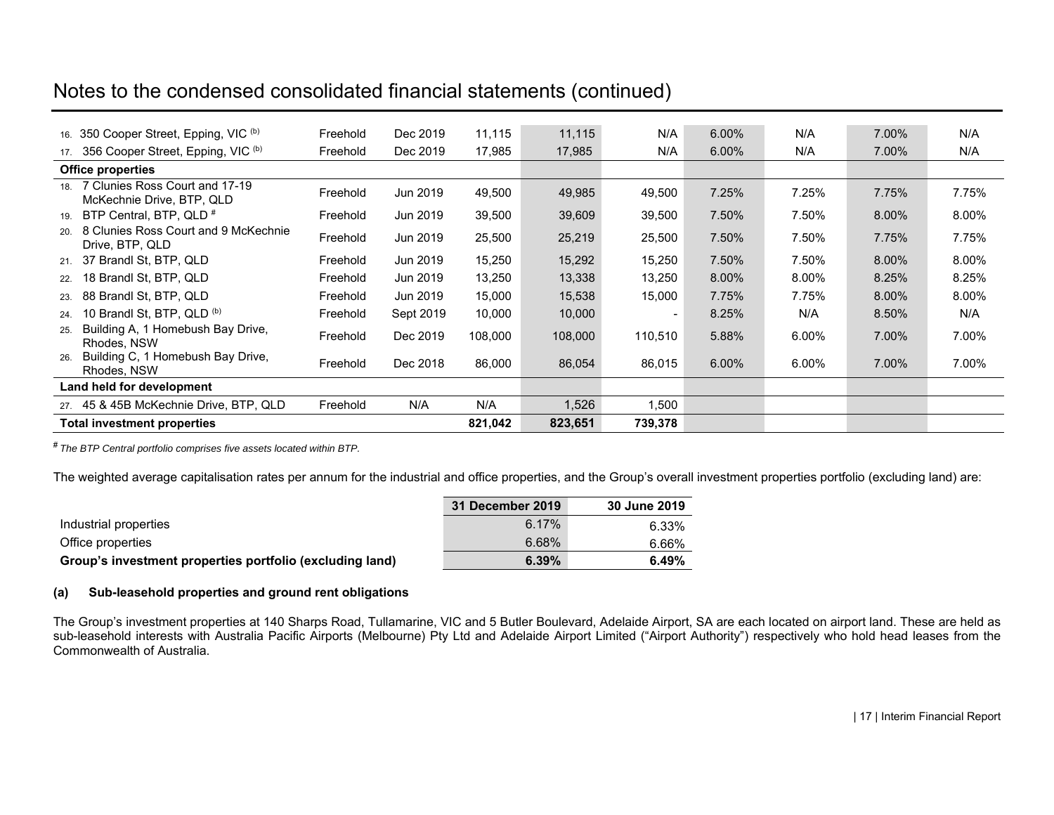# Notes to the condensed consolidated financial statements (continued)

| | | | | | | | | | |
|---|---|---|---|---|---|---|---|---|---|
| 16. 350 Cooper Street, Epping, VIC (b) | Freehold | Dec 2019 | 11,115 | 11,115 | N/A | 6.00% | N/A | 7.00% | N/A |
| 17. 356 Cooper Street, Epping, VIC (b) | Freehold | Dec 2019 | 17,985 | 17,985 | N/A | 6.00% | N/A | 7.00% | N/A |
| **Office properties** | | | | | | | | | |
| 18. 7 Clunies Ross Court and 17-19 McKechnie Drive, BTP, QLD | Freehold | Jun 2019 | 49,500 | 49,985 | 49,500 | 7.25% | 7.25% | 7.75% | 7.75% |
| 19. BTP Central, BTP, QLD # | Freehold | Jun 2019 | 39,500 | 39,609 | 39,500 | 7.50% | 7.50% | 8.00% | 8.00% |
| 20. 8 Clunies Ross Court and 9 McKechnie Drive, BTP, QLD | Freehold | Jun 2019 | 25,500 | 25,219 | 25,500 | 7.50% | 7.50% | 7.75% | 7.75% |
| 21. 37 Brandl St, BTP, QLD | Freehold | Jun 2019 | 15,250 | 15,292 | 15,250 | 7.50% | 7.50% | 8.00% | 8.00% |
| 22. 18 Brandl St, BTP, QLD | Freehold | Jun 2019 | 13,250 | 13,338 | 13,250 | 8.00% | 8.00% | 8.25% | 8.25% |
| 23. 88 Brandl St, BTP, QLD | Freehold | Jun 2019 | 15,000 | 15,538 | 15,000 | 7.75% | 7.75% | 8.00% | 8.00% |
| 24. 10 Brandl St, BTP, QLD (b) | Freehold | Sept 2019 | 10,000 | 10,000 | - | 8.25% | N/A | 8.50% | N/A |
| 25. Building A, 1 Homebush Bay Drive, Rhodes, NSW | Freehold | Dec 2019 | 108,000 | 108,000 | 110,510 | 5.88% | 6.00% | 7.00% | 7.00% |
| 26. Building C, 1 Homebush Bay Drive, Rhodes, NSW | Freehold | Dec 2018 | 86,000 | 86,054 | 86,015 | 6.00% | 6.00% | 7.00% | 7.00% |
| **Land held for development** | | | | | | | | | |
| 27. 45 & 45B McKechnie Drive, BTP, QLD | Freehold | N/A | N/A | 1,526 | 1,500 | | | | |
| **Total investment properties** | | | **821,042** | **823,651** | **739,378** | | | | |

*# The BTP Central portfolio comprises five assets located within BTP.*

The weighted average capitalisation rates per annum for the industrial and office properties, and the Group's overall investment properties portfolio (excluding land) are:

| | 31 December 2019 | 30 June 2019 |
|---|---|---|
| Industrial properties | 6.17% | 6.33% |
| Office properties | 6.68% | 6.66% |
| **Group's investment properties portfolio (excluding land)** | **6.39%** | **6.49%** |

**(a) Sub-leasehold properties and ground rent obligations**

The Group's investment properties at 140 Sharps Road, Tullamarine, VIC and 5 Butler Boulevard, Adelaide Airport, SA are each located on airport land. These are held as sub-leasehold interests with Australia Pacific Airports (Melbourne) Pty Ltd and Adelaide Airport Limited ("Airport Authority") respectively who hold head leases from the Commonwealth of Australia.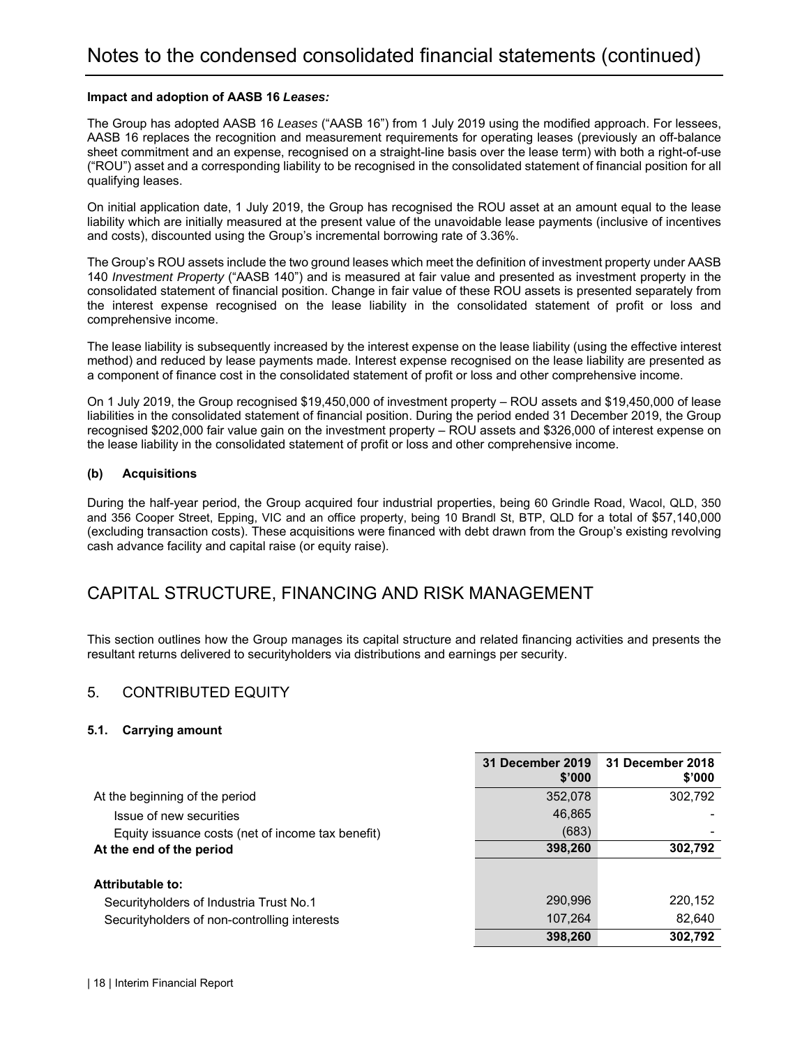# Notes to the condensed consolidated financial statements (continued)

**Impact and adoption of AASB 16 *Leases:***

The Group has adopted AASB 16 *Leases* ("AASB 16") from 1 July 2019 using the modified approach. For lessees, AASB 16 replaces the recognition and measurement requirements for operating leases (previously an off-balance sheet commitment and an expense, recognised on a straight-line basis over the lease term) with both a right-of-use ("ROU") asset and a corresponding liability to be recognised in the consolidated statement of financial position for all qualifying leases.

On initial application date, 1 July 2019, the Group has recognised the ROU asset at an amount equal to the lease liability which are initially measured at the present value of the unavoidable lease payments (inclusive of incentives and costs), discounted using the Group's incremental borrowing rate of 3.36%.

The Group's ROU assets include the two ground leases which meet the definition of investment property under AASB 140 *Investment Property* ("AASB 140") and is measured at fair value and presented as investment property in the consolidated statement of financial position. Change in fair value of these ROU assets is presented separately from the interest expense recognised on the lease liability in the consolidated statement of profit or loss and comprehensive income.

The lease liability is subsequently increased by the interest expense on the lease liability (using the effective interest method) and reduced by lease payments made. Interest expense recognised on the lease liability are presented as a component of finance cost in the consolidated statement of profit or loss and other comprehensive income.

On 1 July 2019, the Group recognised $19,450,000 of investment property – ROU assets and $19,450,000 of lease liabilities in the consolidated statement of financial position. During the period ended 31 December 2019, the Group recognised $202,000 fair value gain on the investment property – ROU assets and $326,000 of interest expense on the lease liability in the consolidated statement of profit or loss and other comprehensive income.

#### (b) Acquisitions

During the half-year period, the Group acquired four industrial properties, being 60 Grindle Road, Wacol, QLD, 350 and 356 Cooper Street, Epping, VIC and an office property, being 10 Brandl St, BTP, QLD for a total of $57,140,000 (excluding transaction costs). These acquisitions were financed with debt drawn from the Group's existing revolving cash advance facility and capital raise (or equity raise).

## CAPITAL STRUCTURE, FINANCING AND RISK MANAGEMENT

This section outlines how the Group manages its capital structure and related financing activities and presents the resultant returns delivered to securityholders via distributions and earnings per security.

## 5. CONTRIBUTED EQUITY

#### 5.1. Carrying amount

| | 31 December 2019 $'000 | 31 December 2018 $'000 |
|---|---|---|
| At the beginning of the period | 352,078 | 302,792 |
| Issue of new securities | 46,865 | - |
| Equity issuance costs (net of income tax benefit) | (683) | - |
| **At the end of the period** | **398,260** | **302,792** |
| | | |
| **Attributable to:** | | |
| Securityholders of Industria Trust No.1 | 290,996 | 220,152 |
| Securityholders of non-controlling interests | 107,264 | 82,640 |
| | **398,260** | **302,792** |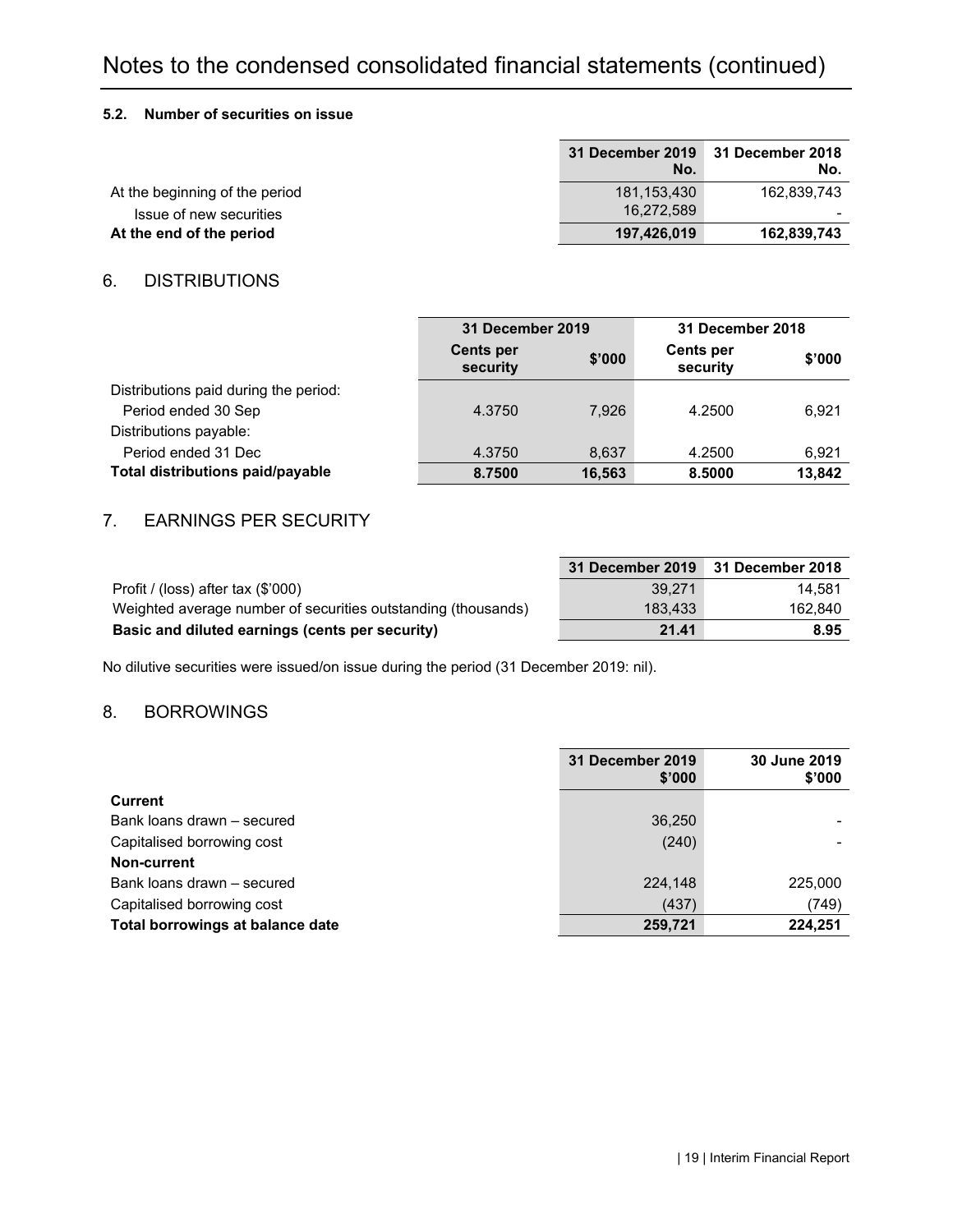# Notes to the condensed consolidated financial statements (continued)

### 5.2. Number of securities on issue

| | 31 December 2019 No. | 31 December 2018 No. |
|---|---|---|
| At the beginning of the period | 181,153,430 | 162,839,743 |
| Issue of new securities | 16,272,589 | - |
| **At the end of the period** | **197,426,019** | **162,839,743** |

## 6. DISTRIBUTIONS

| | 31 December 2019 | | 31 December 2018 | |
|---|---|---|---|---|
| | Cents per security | $'000 | Cents per security | $'000 |
| Distributions paid during the period: | | | | |
| Period ended 30 Sep | 4.3750 | 7,926 | 4.2500 | 6,921 |
| Distributions payable: | | | | |
| Period ended 31 Dec | 4.3750 | 8,637 | 4.2500 | 6,921 |
| **Total distributions paid/payable** | **8.7500** | **16,563** | **8.5000** | **13,842** |

## 7. EARNINGS PER SECURITY

| | 31 December 2019 | 31 December 2018 |
|---|---|---|
| Profit / (loss) after tax ($'000) | 39,271 | 14,581 |
| Weighted average number of securities outstanding (thousands) | 183,433 | 162,840 |
| **Basic and diluted earnings (cents per security)** | **21.41** | **8.95** |

No dilutive securities were issued/on issue during the period (31 December 2019: nil).

## 8. BORROWINGS

| | 31 December 2019 $'000 | 30 June 2019 $'000 |
|---|---|---|
| **Current** | | |
| Bank loans drawn – secured | 36,250 | - |
| Capitalised borrowing cost | (240) | - |
| **Non-current** | | |
| Bank loans drawn – secured | 224,148 | 225,000 |
| Capitalised borrowing cost | (437) | (749) |
| **Total borrowings at balance date** | **259,721** | **224,251** |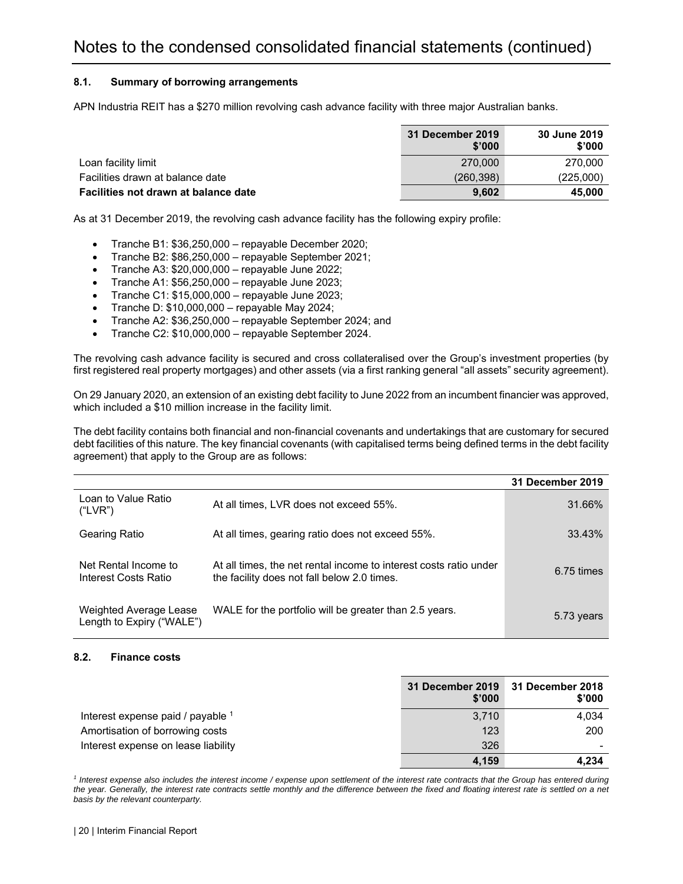# Notes to the condensed consolidated financial statements (continued)

### 8.1. Summary of borrowing arrangements

APN Industria REIT has a $270 million revolving cash advance facility with three major Australian banks.

| | 31 December 2019 $'000 | 30 June 2019 $'000 |
|---|---|---|
| Loan facility limit | 270,000 | 270,000 |
| Facilities drawn at balance date | (260,398) | (225,000) |
| **Facilities not drawn at balance date** | **9,602** | **45,000** |

As at 31 December 2019, the revolving cash advance facility has the following expiry profile:

- Tranche B1: $36,250,000 – repayable December 2020;
- Tranche B2: $86,250,000 – repayable September 2021;
- Tranche A3: $20,000,000 – repayable June 2022;
- Tranche A1: $56,250,000 – repayable June 2023;
- Tranche C1: $15,000,000 – repayable June 2023;
- Tranche D: $10,000,000 – repayable May 2024;
- Tranche A2: $36,250,000 – repayable September 2024; and
- Tranche C2: $10,000,000 – repayable September 2024.

The revolving cash advance facility is secured and cross collateralised over the Group's investment properties (by first registered real property mortgages) and other assets (via a first ranking general "all assets" security agreement).

On 29 January 2020, an extension of an existing debt facility to June 2022 from an incumbent financier was approved, which included a $10 million increase in the facility limit.

The debt facility contains both financial and non-financial covenants and undertakings that are customary for secured debt facilities of this nature. The key financial covenants (with capitalised terms being defined terms in the debt facility agreement) that apply to the Group are as follows:

| | | 31 December 2019 |
|---|---|---|
| Loan to Value Ratio ("LVR") | At all times, LVR does not exceed 55%. | 31.66% |
| Gearing Ratio | At all times, gearing ratio does not exceed 55%. | 33.43% |
| Net Rental Income to Interest Costs Ratio | At all times, the net rental income to interest costs ratio under the facility does not fall below 2.0 times. | 6.75 times |
| Weighted Average Lease Length to Expiry ("WALE") | WALE for the portfolio will be greater than 2.5 years. | 5.73 years |

### 8.2. Finance costs

| | 31 December 2019 $'000 | 31 December 2018 $'000 |
|---|---|---|
| Interest expense paid / payable [1] | 3,710 | 4,034 |
| Amortisation of borrowing costs | 123 | 200 |
| Interest expense on lease liability | 326 | - |
| | **4,159** | **4,234** |

*[1] Interest expense also includes the interest income / expense upon settlement of the interest rate contracts that the Group has entered during the year. Generally, the interest rate contracts settle monthly and the difference between the fixed and floating interest rate is settled on a net basis by the relevant counterparty.*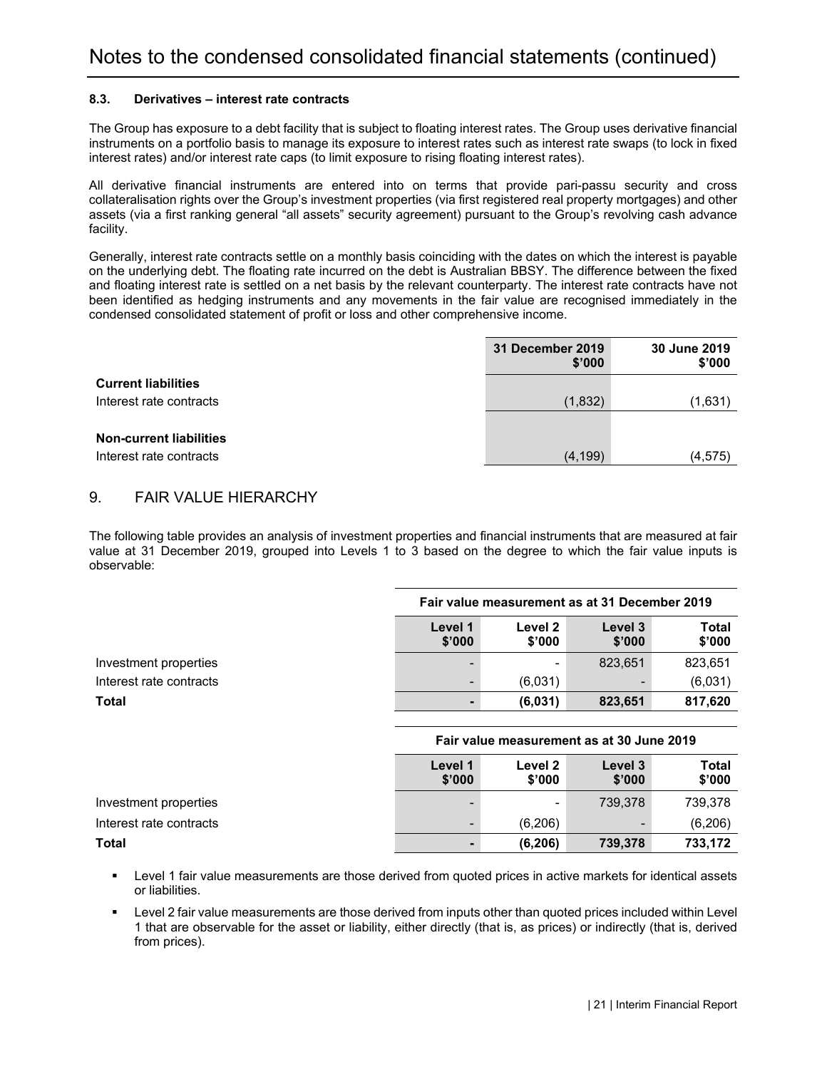# Notes to the condensed consolidated financial statements (continued)

### 8.3. Derivatives – interest rate contracts

The Group has exposure to a debt facility that is subject to floating interest rates. The Group uses derivative financial instruments on a portfolio basis to manage its exposure to interest rates such as interest rate swaps (to lock in fixed interest rates) and/or interest rate caps (to limit exposure to rising floating interest rates).

All derivative financial instruments are entered into on terms that provide pari-passu security and cross collateralisation rights over the Group's investment properties (via first registered real property mortgages) and other assets (via a first ranking general "all assets" security agreement) pursuant to the Group's revolving cash advance facility.

Generally, interest rate contracts settle on a monthly basis coinciding with the dates on which the interest is payable on the underlying debt. The floating rate incurred on the debt is Australian BBSY. The difference between the fixed and floating interest rate is settled on a net basis by the relevant counterparty. The interest rate contracts have not been identified as hedging instruments and any movements in the fair value are recognised immediately in the condensed consolidated statement of profit or loss and other comprehensive income.

| | 31 December 2019 $'000 | 30 June 2019 $'000 |
|---|---|---|
| **Current liabilities** | | |
| Interest rate contracts | (1,832) | (1,631) |
| **Non-current liabilities** | | |
| Interest rate contracts | (4,199) | (4,575) |

## 9. FAIR VALUE HIERARCHY

The following table provides an analysis of investment properties and financial instruments that are measured at fair value at 31 December 2019, grouped into Levels 1 to 3 based on the degree to which the fair value inputs is observable:

| | Fair value measurement as at 31 December 2019 | | | |
|---|---|---|---|---|
| | Level 1 $'000 | Level 2 $'000 | Level 3 $'000 | Total $'000 |
| Investment properties | - | - | 823,651 | 823,651 |
| Interest rate contracts | - | (6,031) | - | (6,031) |
| **Total** | **-** | **(6,031)** | **823,651** | **817,620** |

| | Fair value measurement as at 30 June 2019 | | | |
|---|---|---|---|---|
| | Level 1 $'000 | Level 2 $'000 | Level 3 $'000 | Total $'000 |
| Investment properties | - | - | 739,378 | 739,378 |
| Interest rate contracts | - | (6,206) | - | (6,206) |
| **Total** | **-** | **(6,206)** | **739,378** | **733,172** |

- Level 1 fair value measurements are those derived from quoted prices in active markets for identical assets or liabilities.
- Level 2 fair value measurements are those derived from inputs other than quoted prices included within Level 1 that are observable for the asset or liability, either directly (that is, as prices) or indirectly (that is, derived from prices).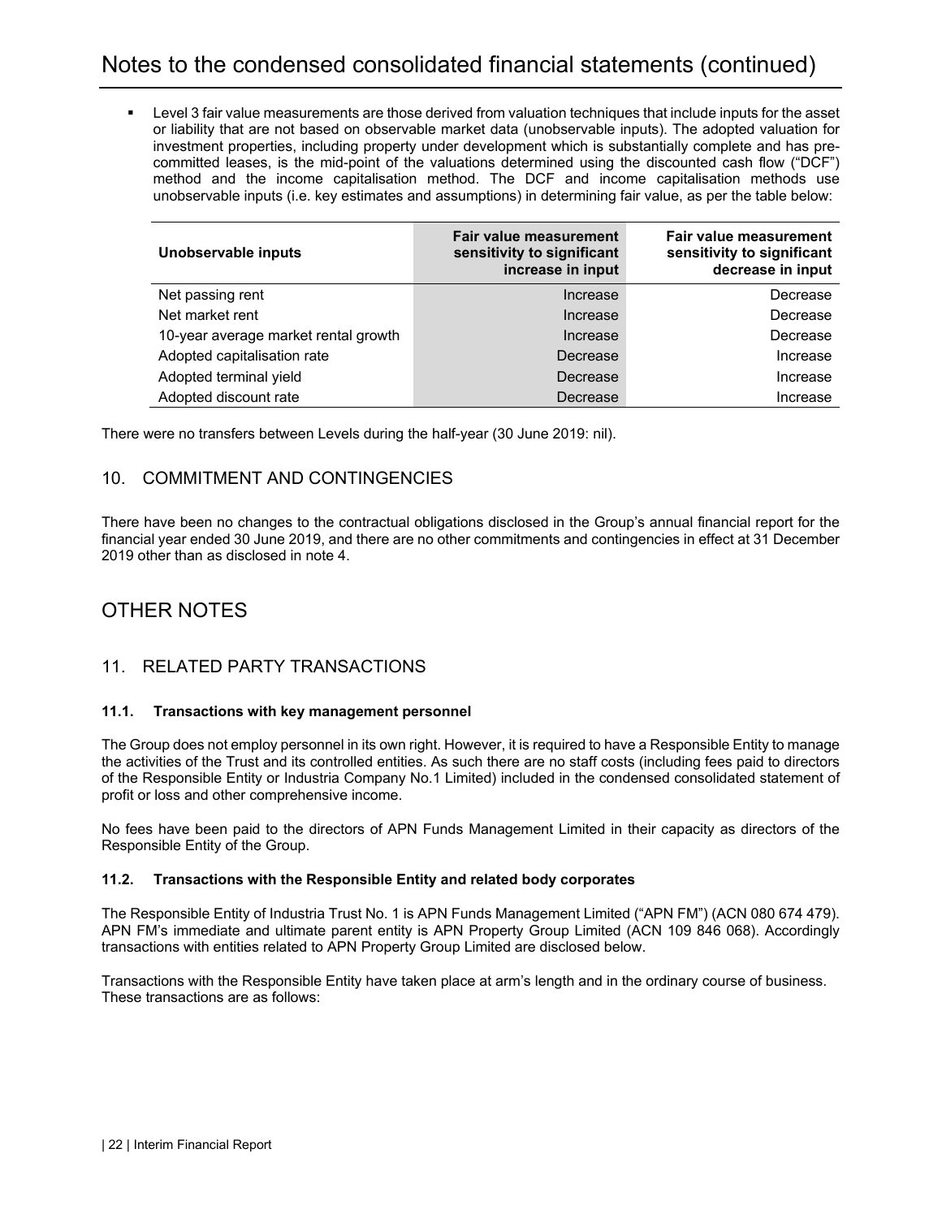- Level 3 fair value measurements are those derived from valuation techniques that include inputs for the asset or liability that are not based on observable market data (unobservable inputs). The adopted valuation for investment properties, including property under development which is substantially complete and has pre-committed leases, is the mid-point of the valuations determined using the discounted cash flow ("DCF") method and the income capitalisation method. The DCF and income capitalisation methods use unobservable inputs (i.e. key estimates and assumptions) in determining fair value, as per the table below:

| Unobservable inputs | Fair value measurement sensitivity to significant increase in input | Fair value measurement sensitivity to significant decrease in input |
|---|---|---|
| Net passing rent | Increase | Decrease |
| Net market rent | Increase | Decrease |
| 10-year average market rental growth | Increase | Decrease |
| Adopted capitalisation rate | Decrease | Increase |
| Adopted terminal yield | Decrease | Increase |
| Adopted discount rate | Decrease | Increase |

There were no transfers between Levels during the half-year (30 June 2019: nil).

## 10. COMMITMENT AND CONTINGENCIES

There have been no changes to the contractual obligations disclosed in the Group's annual financial report for the financial year ended 30 June 2019, and there are no other commitments and contingencies in effect at 31 December 2019 other than as disclosed in note 4.

# OTHER NOTES

## 11. RELATED PARTY TRANSACTIONS

### 11.1. Transactions with key management personnel

The Group does not employ personnel in its own right. However, it is required to have a Responsible Entity to manage the activities of the Trust and its controlled entities. As such there are no staff costs (including fees paid to directors of the Responsible Entity or Industria Company No.1 Limited) included in the condensed consolidated statement of profit or loss and other comprehensive income.

No fees have been paid to the directors of APN Funds Management Limited in their capacity as directors of the Responsible Entity of the Group.

### 11.2. Transactions with the Responsible Entity and related body corporates

The Responsible Entity of Industria Trust No. 1 is APN Funds Management Limited ("APN FM") (ACN 080 674 479). APN FM's immediate and ultimate parent entity is APN Property Group Limited (ACN 109 846 068). Accordingly transactions with entities related to APN Property Group Limited are disclosed below.

Transactions with the Responsible Entity have taken place at arm's length and in the ordinary course of business. These transactions are as follows: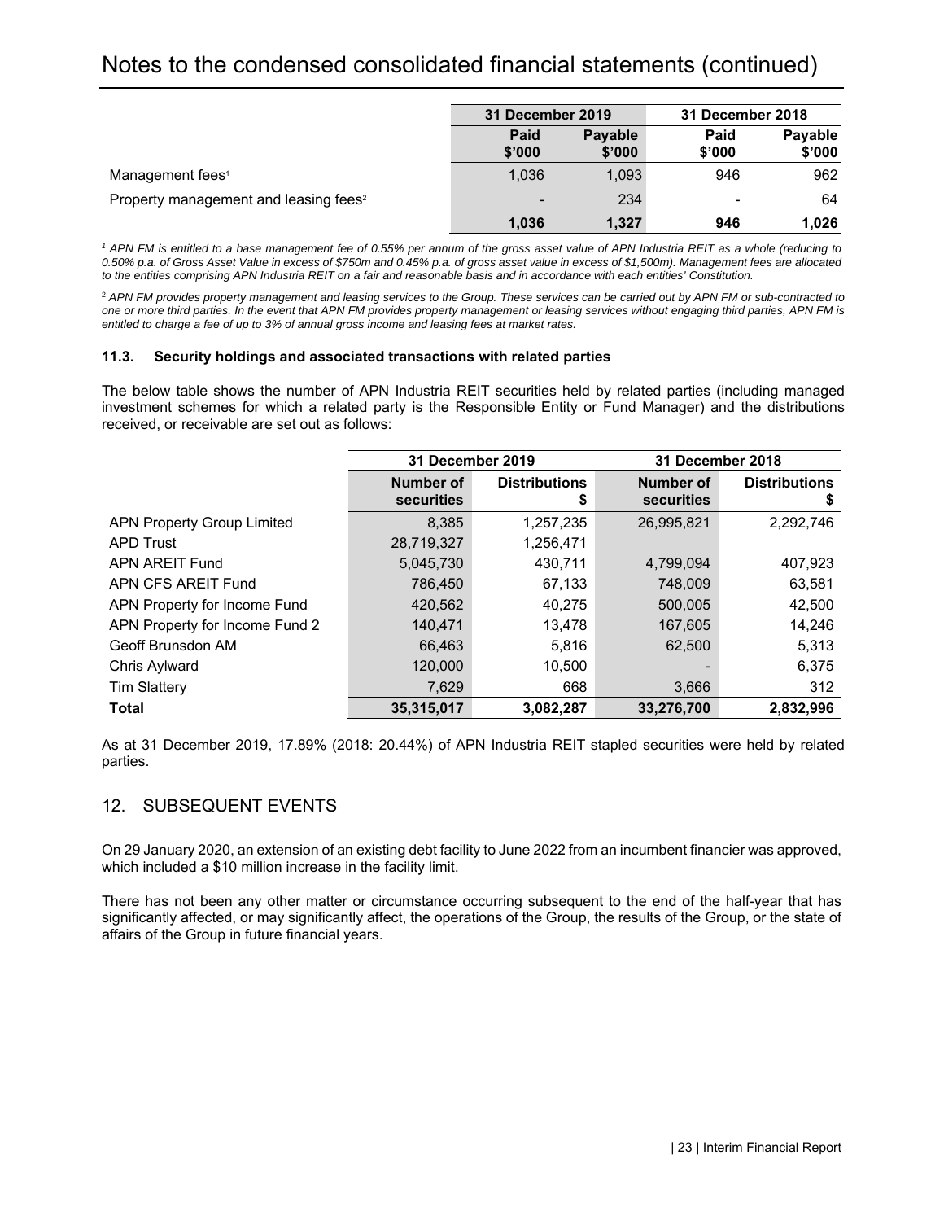# Notes to the condensed consolidated financial statements (continued)

| | 31 December 2019 | | 31 December 2018 | |
|---|---|---|---|---|
| | Paid $'000 | Payable $'000 | Paid $'000 | Payable $'000 |
| Management fees[1] | 1,036 | 1,093 | 946 | 962 |
| Property management and leasing fees[2] | - | 234 | - | 64 |
| | **1,036** | **1,327** | **946** | **1,026** |

*[1] APN FM is entitled to a base management fee of 0.55% per annum of the gross asset value of APN Industria REIT as a whole (reducing to 0.50% p.a. of Gross Asset Value in excess of $750m and 0.45% p.a. of gross asset value in excess of $1,500m). Management fees are allocated to the entities comprising APN Industria REIT on a fair and reasonable basis and in accordance with each entities' Constitution.*

*[2] APN FM provides property management and leasing services to the Group. These services can be carried out by APN FM or sub-contracted to one or more third parties. In the event that APN FM provides property management or leasing services without engaging third parties, APN FM is entitled to charge a fee of up to 3% of annual gross income and leasing fees at market rates.*

### 11.3. Security holdings and associated transactions with related parties

The below table shows the number of APN Industria REIT securities held by related parties (including managed investment schemes for which a related party is the Responsible Entity or Fund Manager) and the distributions received, or receivable are set out as follows:

| | 31 December 2019 | | 31 December 2018 | |
|---|---|---|---|---|
| | Number of securities | Distributions $ | Number of securities | Distributions $ |
| APN Property Group Limited | 8,385 | 1,257,235 | 26,995,821 | 2,292,746 |
| APD Trust | 28,719,327 | 1,256,471 | | |
| APN AREIT Fund | 5,045,730 | 430,711 | 4,799,094 | 407,923 |
| APN CFS AREIT Fund | 786,450 | 67,133 | 748,009 | 63,581 |
| APN Property for Income Fund | 420,562 | 40,275 | 500,005 | 42,500 |
| APN Property for Income Fund 2 | 140,471 | 13,478 | 167,605 | 14,246 |
| Geoff Brunsdon AM | 66,463 | 5,816 | 62,500 | 5,313 |
| Chris Aylward | 120,000 | 10,500 | - | 6,375 |
| Tim Slattery | 7,629 | 668 | 3,666 | 312 |
| **Total** | **35,315,017** | **3,082,287** | **33,276,700** | **2,832,996** |

As at 31 December 2019, 17.89% (2018: 20.44%) of APN Industria REIT stapled securities were held by related parties.

## 12. SUBSEQUENT EVENTS

On 29 January 2020, an extension of an existing debt facility to June 2022 from an incumbent financier was approved, which included a $10 million increase in the facility limit.

There has not been any other matter or circumstance occurring subsequent to the end of the half-year that has significantly affected, or may significantly affect, the operations of the Group, the results of the Group, or the state of affairs of the Group in future financial years.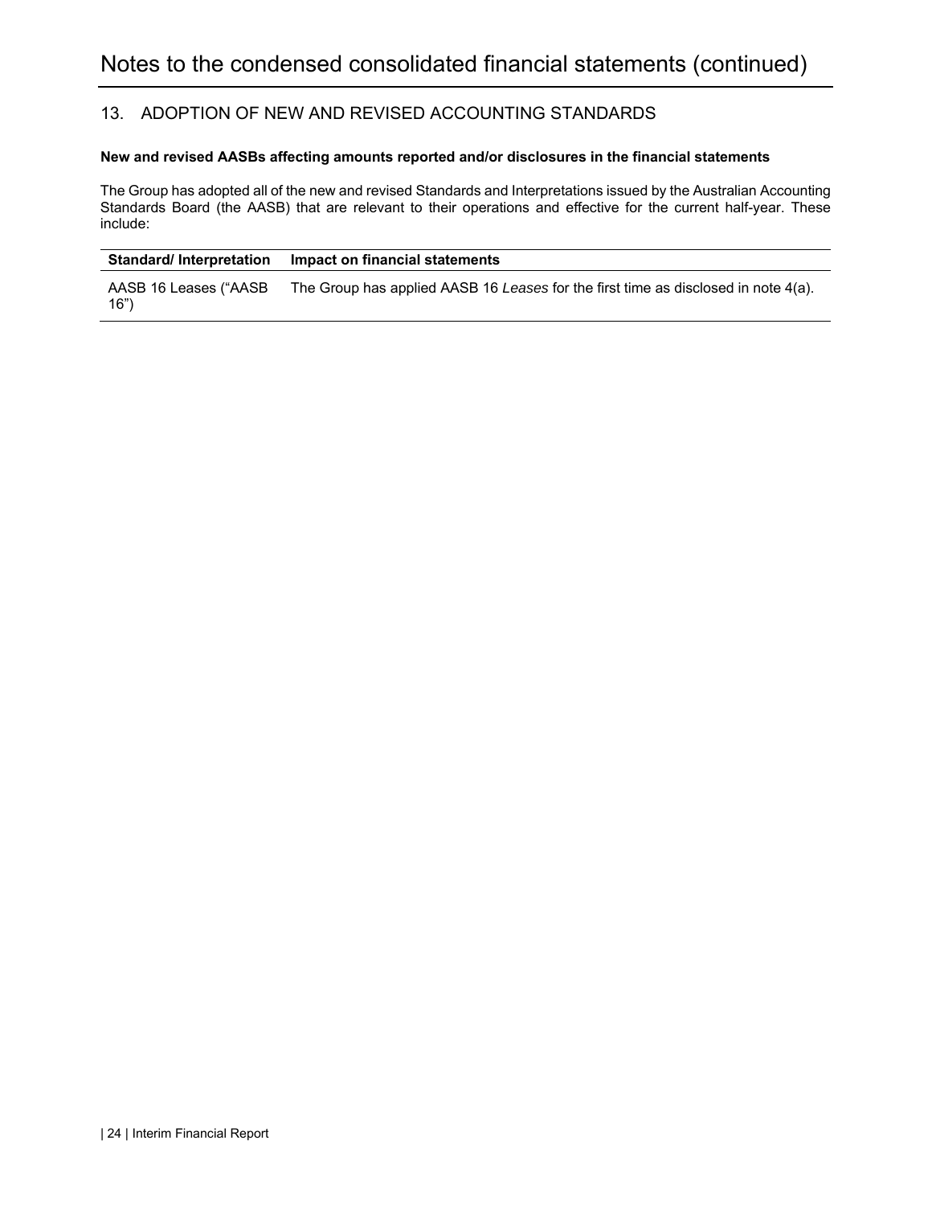# Notes to the condensed consolidated financial statements (continued)

## 13. ADOPTION OF NEW AND REVISED ACCOUNTING STANDARDS

**New and revised AASBs affecting amounts reported and/or disclosures in the financial statements**

The Group has adopted all of the new and revised Standards and Interpretations issued by the Australian Accounting Standards Board (the AASB) that are relevant to their operations and effective for the current half-year. These include:

| Standard/ Interpretation | Impact on financial statements |
|---|---|
| AASB 16 Leases ("AASB 16") | The Group has applied AASB 16 *Leases* for the first time as disclosed in note 4(a). |